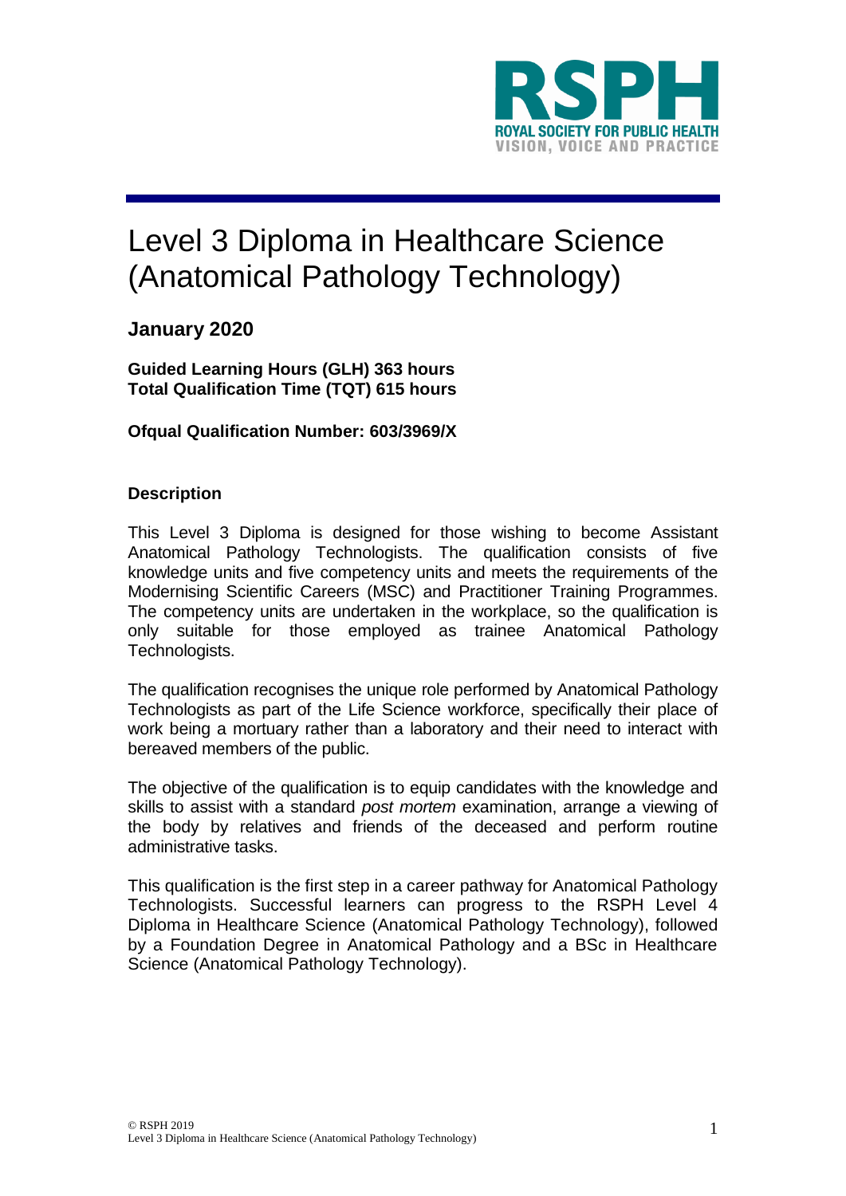# Level 3 Diploma in Healthcare Science (Anatomical Pathology Technology)

**January 2020**

**Guided Learning Hours (GLH) 363 hours**
**Total Qualification Time (TQT) 615 hours**

**Ofqual Qualification Number: 603/3969/X**

## Description

This Level 3 Diploma is designed for those wishing to become Assistant Anatomical Pathology Technologists. The qualification consists of five knowledge units and five competency units and meets the requirements of the Modernising Scientific Careers (MSC) and Practitioner Training Programmes. The competency units are undertaken in the workplace, so the qualification is only suitable for those employed as trainee Anatomical Pathology Technologists.

The qualification recognises the unique role performed by Anatomical Pathology Technologists as part of the Life Science workforce, specifically their place of work being a mortuary rather than a laboratory and their need to interact with bereaved members of the public.

The objective of the qualification is to equip candidates with the knowledge and skills to assist with a standard *post mortem* examination, arrange a viewing of the body by relatives and friends of the deceased and perform routine administrative tasks.

This qualification is the first step in a career pathway for Anatomical Pathology Technologists. Successful learners can progress to the RSPH Level 4 Diploma in Healthcare Science (Anatomical Pathology Technology), followed by a Foundation Degree in Anatomical Pathology and a BSc in Healthcare Science (Anatomical Pathology Technology).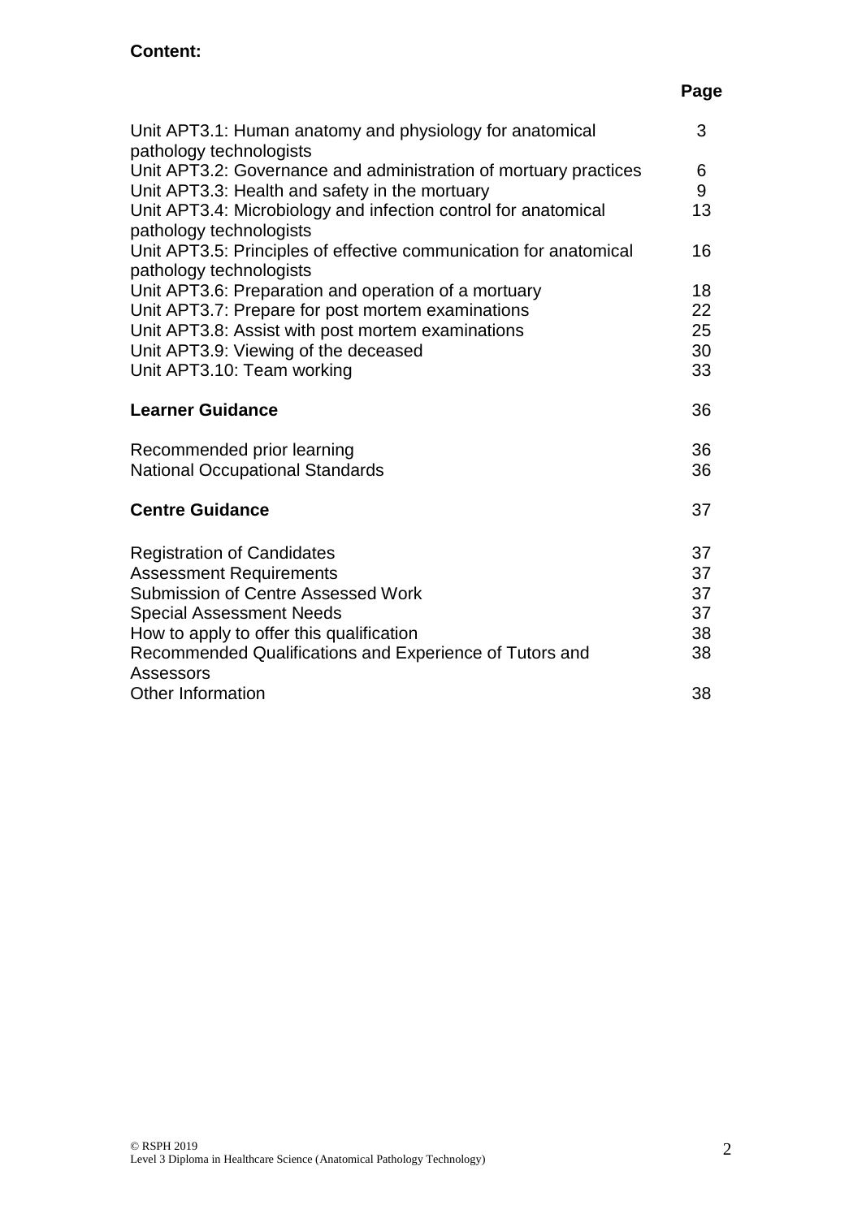**Content:**

| | Page |
|---|---|
| Unit APT3.1: Human anatomy and physiology for anatomical pathology technologists | 3 |
| Unit APT3.2: Governance and administration of mortuary practices | 6 |
| Unit APT3.3: Health and safety in the mortuary | 9 |
| Unit APT3.4: Microbiology and infection control for anatomical pathology technologists | 13 |
| Unit APT3.5: Principles of effective communication for anatomical pathology technologists | 16 |
| Unit APT3.6: Preparation and operation of a mortuary | 18 |
| Unit APT3.7: Prepare for post mortem examinations | 22 |
| Unit APT3.8: Assist with post mortem examinations | 25 |
| Unit APT3.9: Viewing of the deceased | 30 |
| Unit APT3.10: Team working | 33 |
| **Learner Guidance** | 36 |
| Recommended prior learning | 36 |
| National Occupational Standards | 36 |
| **Centre Guidance** | 37 |
| Registration of Candidates | 37 |
| Assessment Requirements | 37 |
| Submission of Centre Assessed Work | 37 |
| Special Assessment Needs | 37 |
| How to apply to offer this qualification | 38 |
| Recommended Qualifications and Experience of Tutors and Assessors | 38 |
| Other Information | 38 |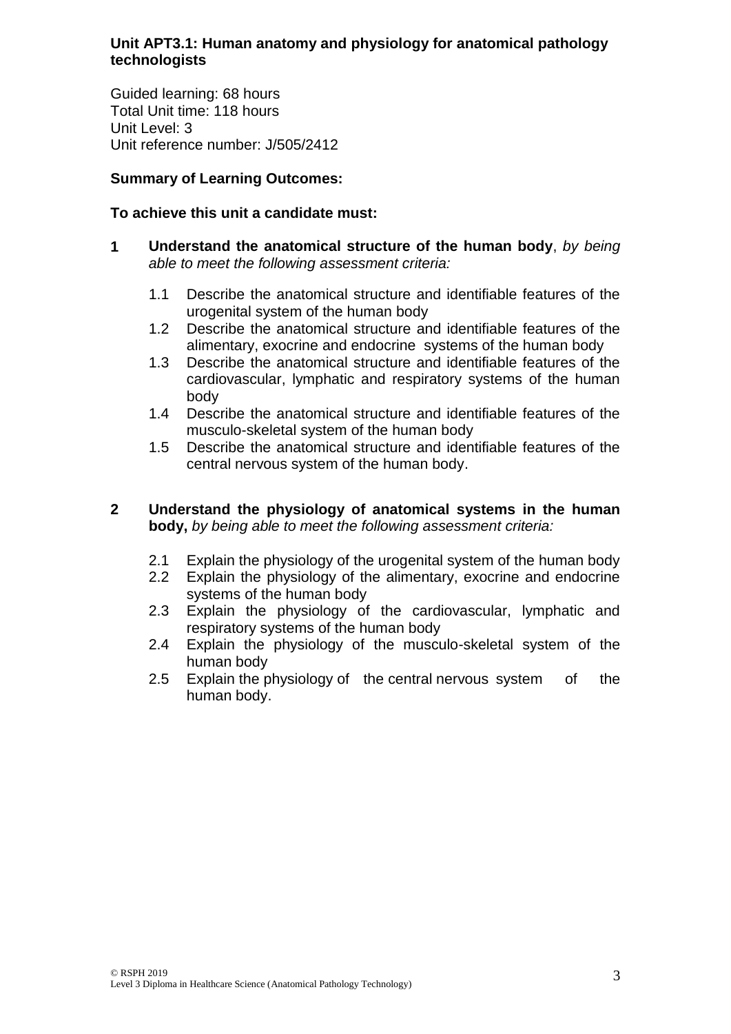**Unit APT3.1: Human anatomy and physiology for anatomical pathology technologists**

Guided learning: 68 hours
Total Unit time: 118 hours
Unit Level: 3
Unit reference number: J/505/2412

**Summary of Learning Outcomes:**

**To achieve this unit a candidate must:**

**1 Understand the anatomical structure of the human body**, *by being able to meet the following assessment criteria:*

- 1.1 Describe the anatomical structure and identifiable features of the urogenital system of the human body
- 1.2 Describe the anatomical structure and identifiable features of the alimentary, exocrine and endocrine systems of the human body
- 1.3 Describe the anatomical structure and identifiable features of the cardiovascular, lymphatic and respiratory systems of the human body
- 1.4 Describe the anatomical structure and identifiable features of the musculo-skeletal system of the human body
- 1.5 Describe the anatomical structure and identifiable features of the central nervous system of the human body.

**2 Understand the physiology of anatomical systems in the human body,** *by being able to meet the following assessment criteria:*

- 2.1 Explain the physiology of the urogenital system of the human body
- 2.2 Explain the physiology of the alimentary, exocrine and endocrine systems of the human body
- 2.3 Explain the physiology of the cardiovascular, lymphatic and respiratory systems of the human body
- 2.4 Explain the physiology of the musculo-skeletal system of the human body
- 2.5 Explain the physiology of the central nervous system of the human body.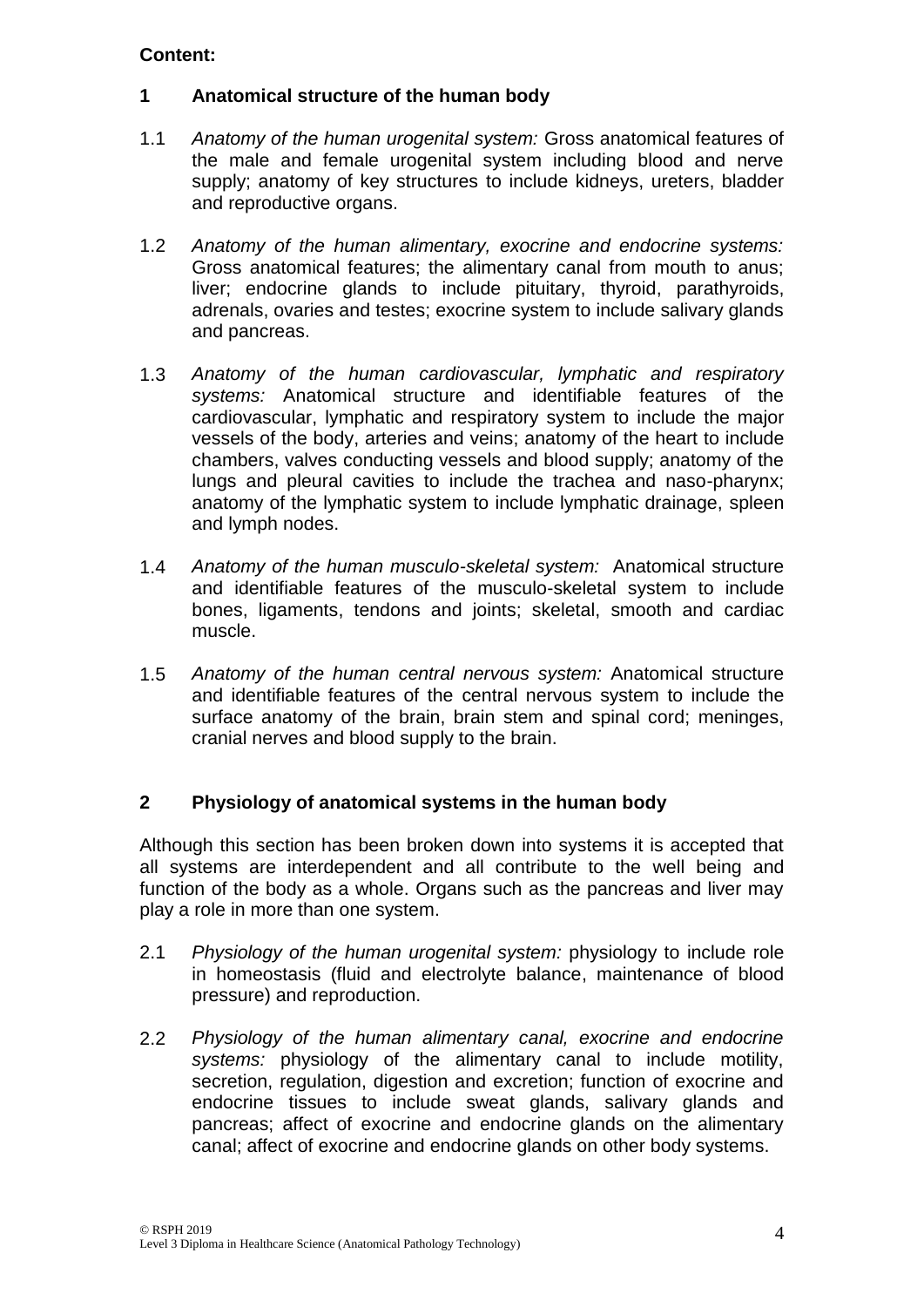**Content:**

## 1 Anatomical structure of the human body

1.1 *Anatomy of the human urogenital system:* Gross anatomical features of the male and female urogenital system including blood and nerve supply; anatomy of key structures to include kidneys, ureters, bladder and reproductive organs.

1.2 *Anatomy of the human alimentary, exocrine and endocrine systems:* Gross anatomical features; the alimentary canal from mouth to anus; liver; endocrine glands to include pituitary, thyroid, parathyroids, adrenals, ovaries and testes; exocrine system to include salivary glands and pancreas.

1.3 *Anatomy of the human cardiovascular, lymphatic and respiratory systems:* Anatomical structure and identifiable features of the cardiovascular, lymphatic and respiratory system to include the major vessels of the body, arteries and veins; anatomy of the heart to include chambers, valves conducting vessels and blood supply; anatomy of the lungs and pleural cavities to include the trachea and naso-pharynx; anatomy of the lymphatic system to include lymphatic drainage, spleen and lymph nodes.

1.4 *Anatomy of the human musculo-skeletal system:* Anatomical structure and identifiable features of the musculo-skeletal system to include bones, ligaments, tendons and joints; skeletal, smooth and cardiac muscle.

1.5 *Anatomy of the human central nervous system:* Anatomical structure and identifiable features of the central nervous system to include the surface anatomy of the brain, brain stem and spinal cord; meninges, cranial nerves and blood supply to the brain.

## 2 Physiology of anatomical systems in the human body

Although this section has been broken down into systems it is accepted that all systems are interdependent and all contribute to the well being and function of the body as a whole. Organs such as the pancreas and liver may play a role in more than one system.

2.1 *Physiology of the human urogenital system:* physiology to include role in homeostasis (fluid and electrolyte balance, maintenance of blood pressure) and reproduction.

2.2 *Physiology of the human alimentary canal, exocrine and endocrine systems:* physiology of the alimentary canal to include motility, secretion, regulation, digestion and excretion; function of exocrine and endocrine tissues to include sweat glands, salivary glands and pancreas; affect of exocrine and endocrine glands on the alimentary canal; affect of exocrine and endocrine glands on other body systems.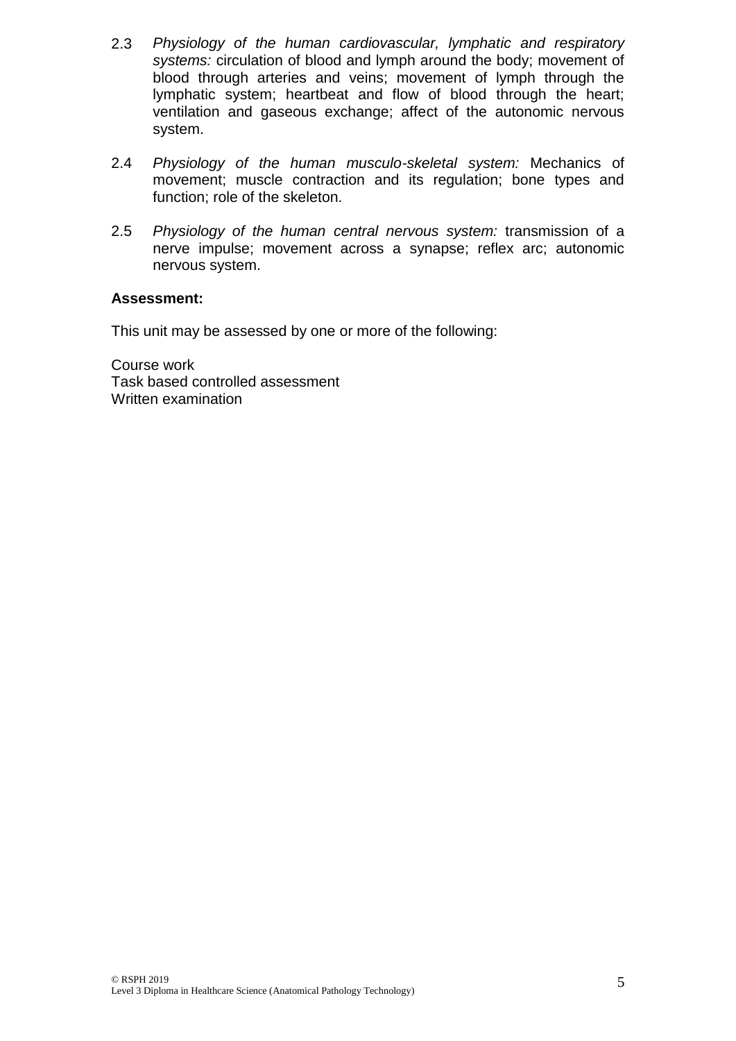2.3 *Physiology of the human cardiovascular, lymphatic and respiratory systems:* circulation of blood and lymph around the body; movement of blood through arteries and veins; movement of lymph through the lymphatic system; heartbeat and flow of blood through the heart; ventilation and gaseous exchange; affect of the autonomic nervous system.

2.4 *Physiology of the human musculo-skeletal system:* Mechanics of movement; muscle contraction and its regulation; bone types and function; role of the skeleton.

2.5 *Physiology of the human central nervous system:* transmission of a nerve impulse; movement across a synapse; reflex arc; autonomic nervous system.

**Assessment:**

This unit may be assessed by one or more of the following:

Course work
Task based controlled assessment
Written examination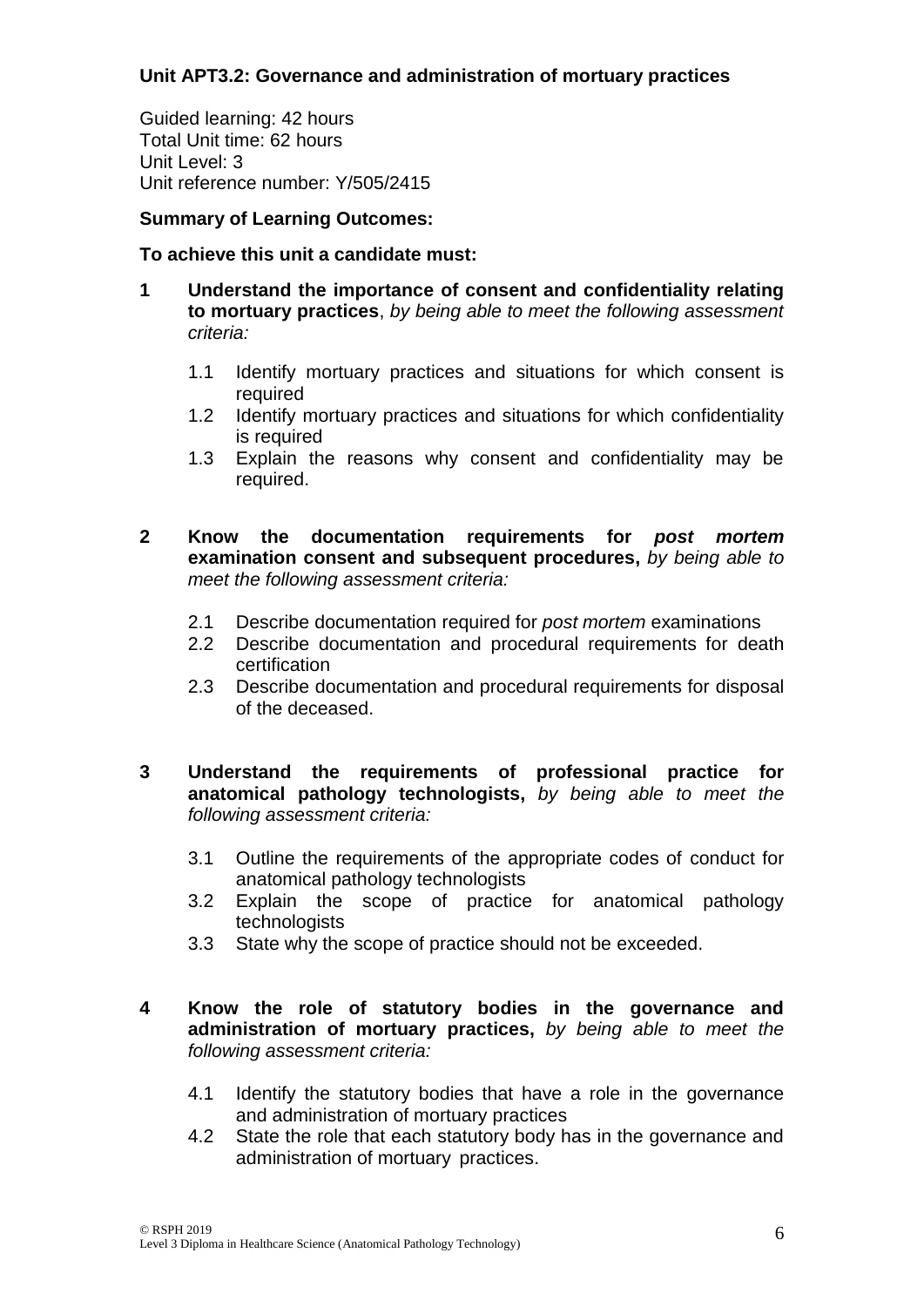### Unit APT3.2: Governance and administration of mortuary practices

Guided learning: 42 hours
Total Unit time: 62 hours
Unit Level: 3
Unit reference number: Y/505/2415

**Summary of Learning Outcomes:**

**To achieve this unit a candidate must:**

**1 Understand the importance of consent and confidentiality relating to mortuary practices**, *by being able to meet the following assessment criteria:*

- 1.1 Identify mortuary practices and situations for which consent is required
- 1.2 Identify mortuary practices and situations for which confidentiality is required
- 1.3 Explain the reasons why consent and confidentiality may be required.

**2 Know the documentation requirements for *post mortem* examination consent and subsequent procedures,** *by being able to meet the following assessment criteria:*

- 2.1 Describe documentation required for *post mortem* examinations
- 2.2 Describe documentation and procedural requirements for death certification
- 2.3 Describe documentation and procedural requirements for disposal of the deceased.

**3 Understand the requirements of professional practice for anatomical pathology technologists,** *by being able to meet the following assessment criteria:*

- 3.1 Outline the requirements of the appropriate codes of conduct for anatomical pathology technologists
- 3.2 Explain the scope of practice for anatomical pathology technologists
- 3.3 State why the scope of practice should not be exceeded.

**4 Know the role of statutory bodies in the governance and administration of mortuary practices,** *by being able to meet the following assessment criteria:*

- 4.1 Identify the statutory bodies that have a role in the governance and administration of mortuary practices
- 4.2 State the role that each statutory body has in the governance and administration of mortuary practices.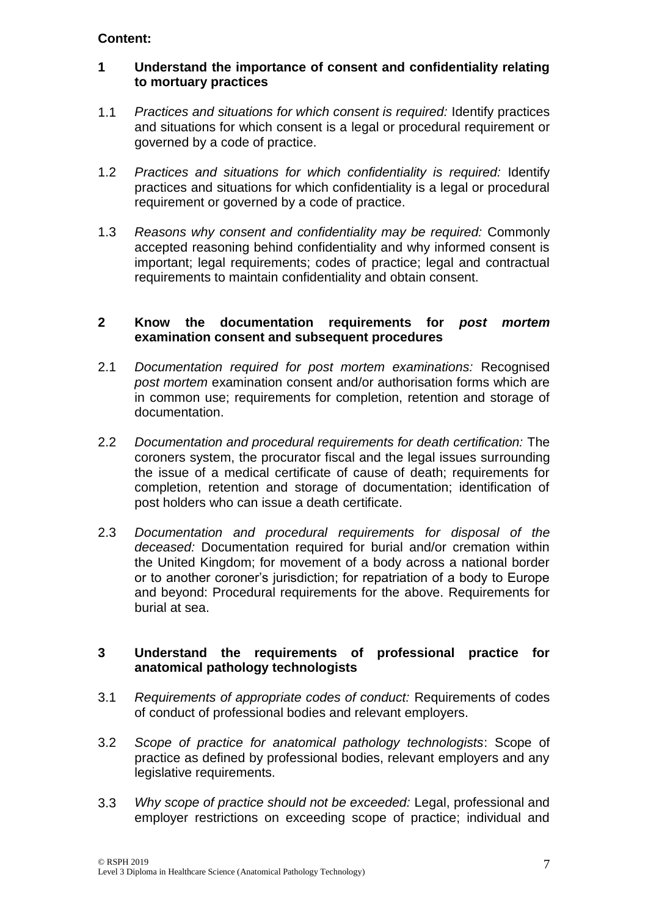**Content:**

**1 Understand the importance of consent and confidentiality relating to mortuary practices**

1.1 *Practices and situations for which consent is required:* Identify practices and situations for which consent is a legal or procedural requirement or governed by a code of practice.

1.2 *Practices and situations for which confidentiality is required:* Identify practices and situations for which confidentiality is a legal or procedural requirement or governed by a code of practice.

1.3 *Reasons why consent and confidentiality may be required:* Commonly accepted reasoning behind confidentiality and why informed consent is important; legal requirements; codes of practice; legal and contractual requirements to maintain confidentiality and obtain consent.

**2 Know the documentation requirements for *post mortem* examination consent and subsequent procedures**

2.1 *Documentation required for post mortem examinations:* Recognised *post mortem* examination consent and/or authorisation forms which are in common use; requirements for completion, retention and storage of documentation.

2.2 *Documentation and procedural requirements for death certification:* The coroners system, the procurator fiscal and the legal issues surrounding the issue of a medical certificate of cause of death; requirements for completion, retention and storage of documentation; identification of post holders who can issue a death certificate.

2.3 *Documentation and procedural requirements for disposal of the deceased:* Documentation required for burial and/or cremation within the United Kingdom; for movement of a body across a national border or to another coroner's jurisdiction; for repatriation of a body to Europe and beyond: Procedural requirements for the above. Requirements for burial at sea.

**3 Understand the requirements of professional practice for anatomical pathology technologists**

3.1 *Requirements of appropriate codes of conduct:* Requirements of codes of conduct of professional bodies and relevant employers.

3.2 *Scope of practice for anatomical pathology technologists*: Scope of practice as defined by professional bodies, relevant employers and any legislative requirements.

3.3 *Why scope of practice should not be exceeded:* Legal, professional and employer restrictions on exceeding scope of practice; individual and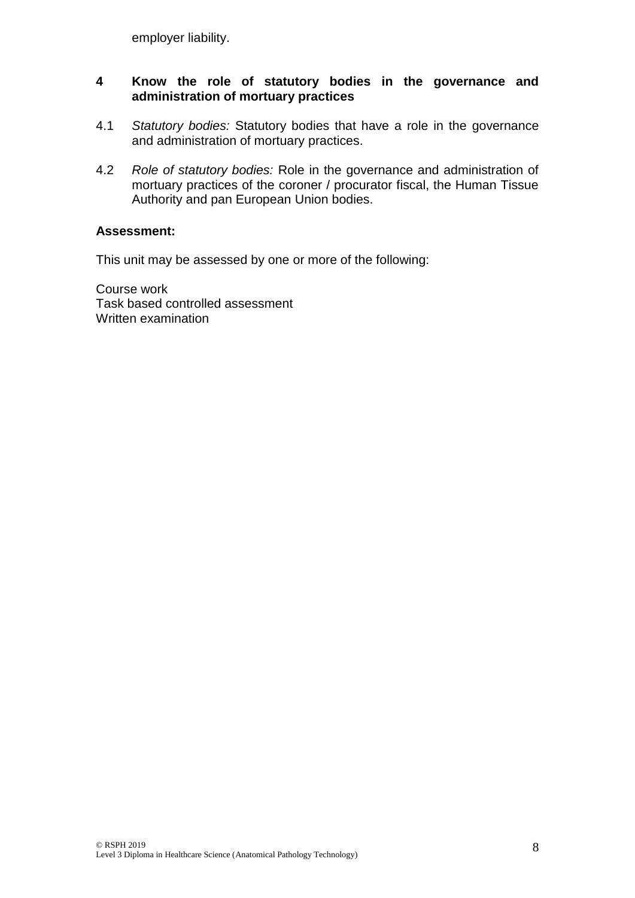employer liability.

**4 Know the role of statutory bodies in the governance and administration of mortuary practices**

4.1 *Statutory bodies:* Statutory bodies that have a role in the governance and administration of mortuary practices.

4.2 *Role of statutory bodies:* Role in the governance and administration of mortuary practices of the coroner / procurator fiscal, the Human Tissue Authority and pan European Union bodies.

**Assessment:**

This unit may be assessed by one or more of the following:

Course work
Task based controlled assessment
Written examination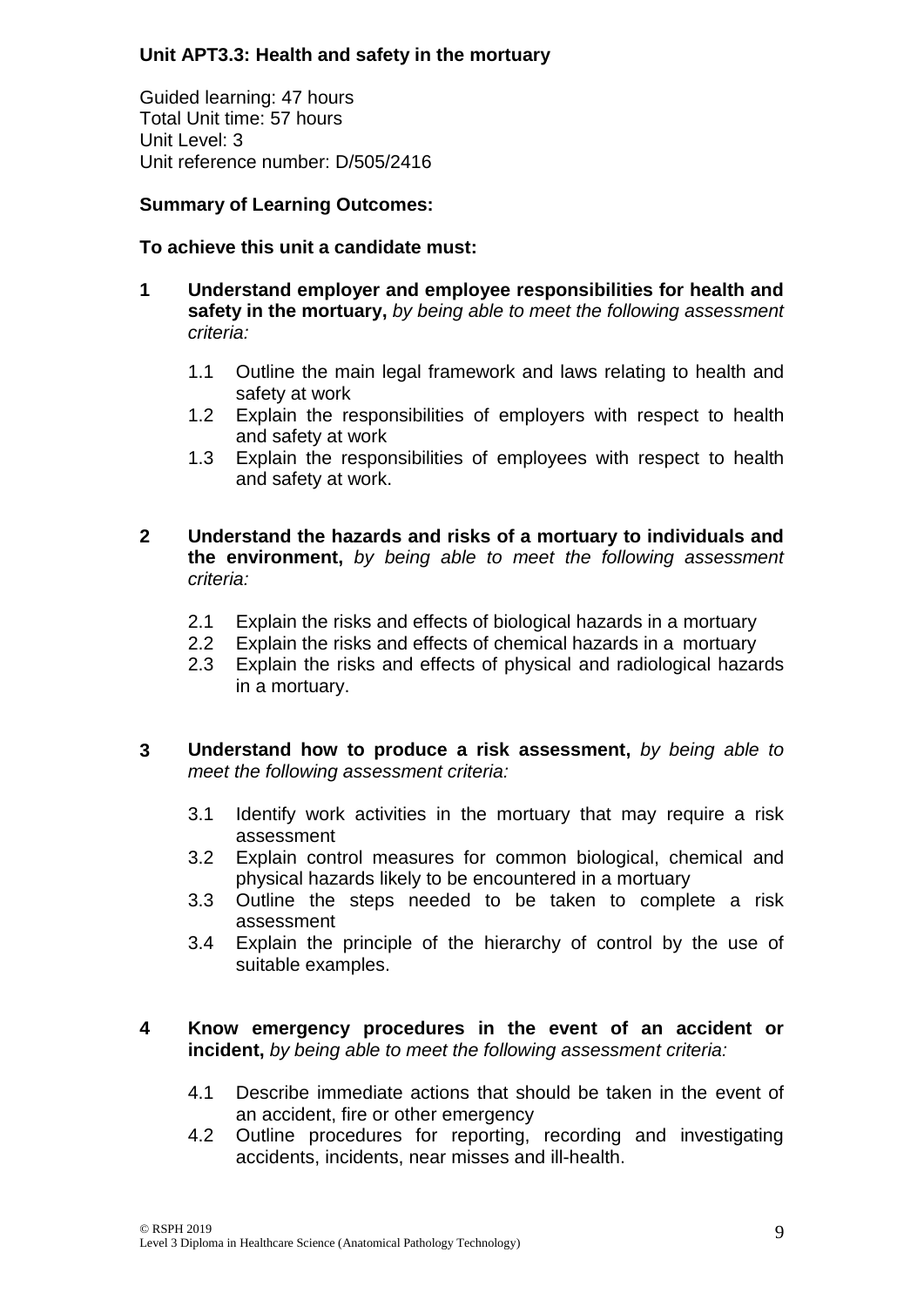## Unit APT3.3: Health and safety in the mortuary

Guided learning: 47 hours
Total Unit time: 57 hours
Unit Level: 3
Unit reference number: D/505/2416

**Summary of Learning Outcomes:**

**To achieve this unit a candidate must:**

**1 Understand employer and employee responsibilities for health and safety in the mortuary,** *by being able to meet the following assessment criteria:*

- 1.1 Outline the main legal framework and laws relating to health and safety at work
- 1.2 Explain the responsibilities of employers with respect to health and safety at work
- 1.3 Explain the responsibilities of employees with respect to health and safety at work.

**2 Understand the hazards and risks of a mortuary to individuals and the environment,** *by being able to meet the following assessment criteria:*

- 2.1 Explain the risks and effects of biological hazards in a mortuary
- 2.2 Explain the risks and effects of chemical hazards in a mortuary
- 2.3 Explain the risks and effects of physical and radiological hazards in a mortuary.

**3 Understand how to produce a risk assessment,** *by being able to meet the following assessment criteria:*

- 3.1 Identify work activities in the mortuary that may require a risk assessment
- 3.2 Explain control measures for common biological, chemical and physical hazards likely to be encountered in a mortuary
- 3.3 Outline the steps needed to be taken to complete a risk assessment
- 3.4 Explain the principle of the hierarchy of control by the use of suitable examples.

**4 Know emergency procedures in the event of an accident or incident,** *by being able to meet the following assessment criteria:*

- 4.1 Describe immediate actions that should be taken in the event of an accident, fire or other emergency
- 4.2 Outline procedures for reporting, recording and investigating accidents, incidents, near misses and ill-health.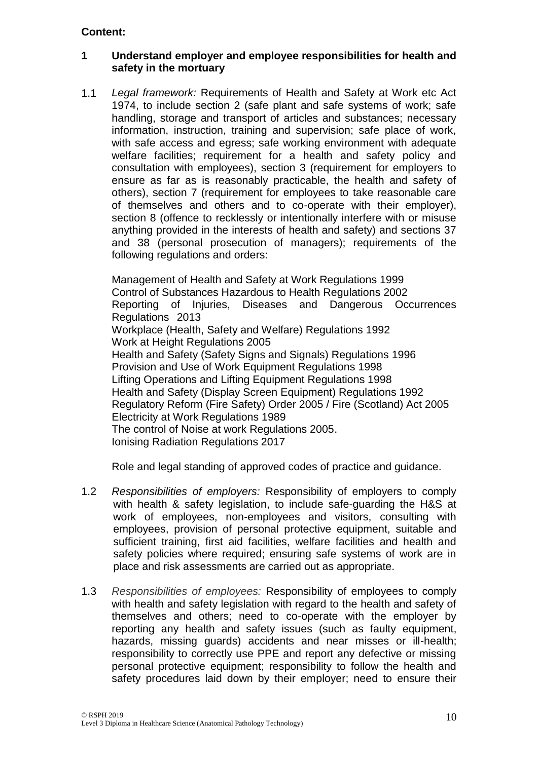**Content:**

**1 Understand employer and employee responsibilities for health and safety in the mortuary**

1.1 *Legal framework:* Requirements of Health and Safety at Work etc Act 1974, to include section 2 (safe plant and safe systems of work; safe handling, storage and transport of articles and substances; necessary information, instruction, training and supervision; safe place of work, with safe access and egress; safe working environment with adequate welfare facilities; requirement for a health and safety policy and consultation with employees), section 3 (requirement for employers to ensure as far as is reasonably practicable, the health and safety of others), section 7 (requirement for employees to take reasonable care of themselves and others and to co-operate with their employer), section 8 (offence to recklessly or intentionally interfere with or misuse anything provided in the interests of health and safety) and sections 37 and 38 (personal prosecution of managers); requirements of the following regulations and orders:

Management of Health and Safety at Work Regulations 1999
Control of Substances Hazardous to Health Regulations 2002
Reporting of Injuries, Diseases and Dangerous Occurrences Regulations 2013
Workplace (Health, Safety and Welfare) Regulations 1992
Work at Height Regulations 2005
Health and Safety (Safety Signs and Signals) Regulations 1996
Provision and Use of Work Equipment Regulations 1998
Lifting Operations and Lifting Equipment Regulations 1998
Health and Safety (Display Screen Equipment) Regulations 1992
Regulatory Reform (Fire Safety) Order 2005 / Fire (Scotland) Act 2005
Electricity at Work Regulations 1989
The control of Noise at work Regulations 2005.
Ionising Radiation Regulations 2017

Role and legal standing of approved codes of practice and guidance.

1.2 *Responsibilities of employers:* Responsibility of employers to comply with health & safety legislation, to include safe-guarding the H&S at work of employees, non-employees and visitors, consulting with employees, provision of personal protective equipment, suitable and sufficient training, first aid facilities, welfare facilities and health and safety policies where required; ensuring safe systems of work are in place and risk assessments are carried out as appropriate.

1.3 *Responsibilities of employees:* Responsibility of employees to comply with health and safety legislation with regard to the health and safety of themselves and others; need to co-operate with the employer by reporting any health and safety issues (such as faulty equipment, hazards, missing guards) accidents and near misses or ill-health; responsibility to correctly use PPE and report any defective or missing personal protective equipment; responsibility to follow the health and safety procedures laid down by their employer; need to ensure their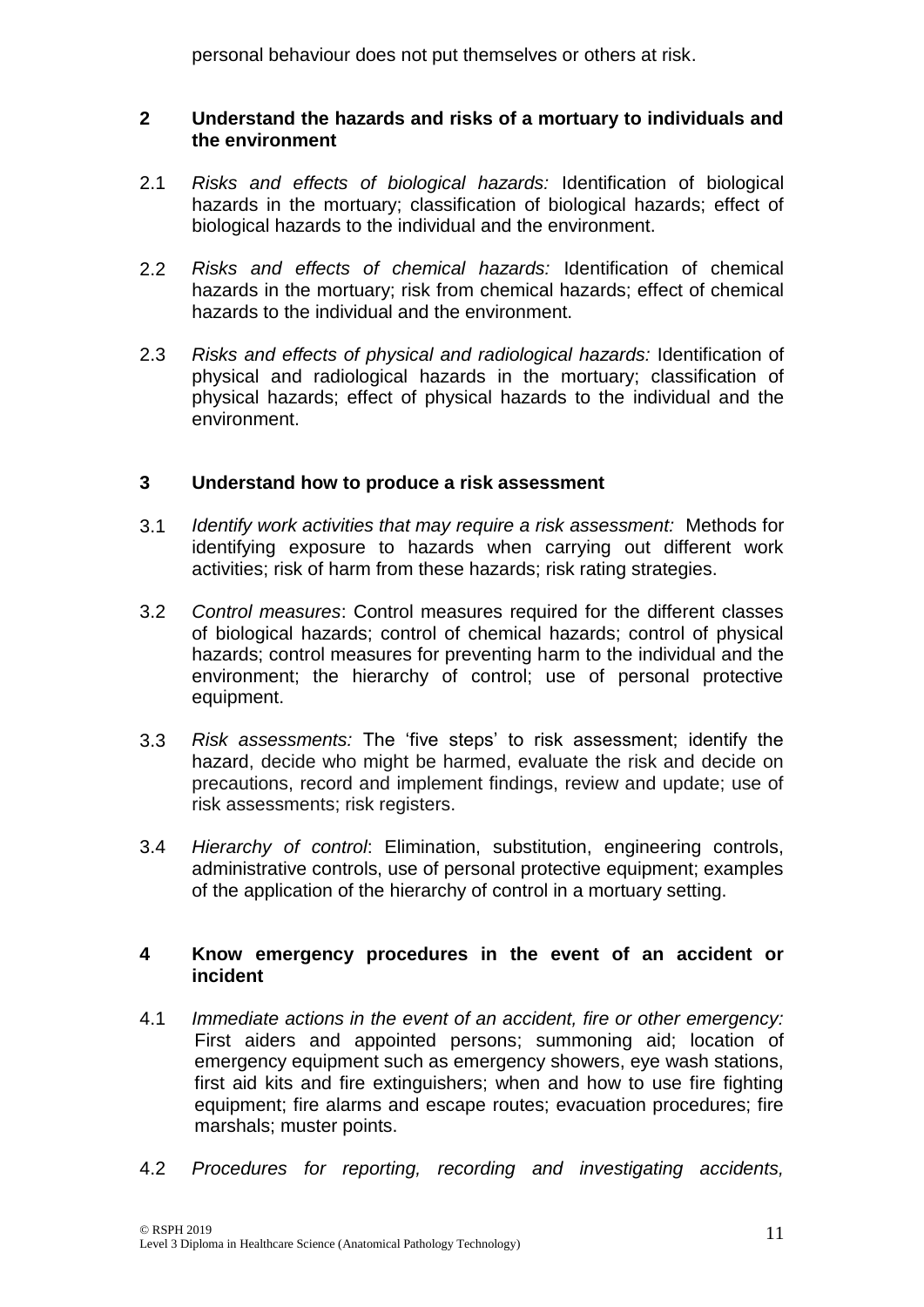personal behaviour does not put themselves or others at risk.

**2 Understand the hazards and risks of a mortuary to individuals and the environment**

2.1 *Risks and effects of biological hazards:* Identification of biological hazards in the mortuary; classification of biological hazards; effect of biological hazards to the individual and the environment.

2.2 *Risks and effects of chemical hazards:* Identification of chemical hazards in the mortuary; risk from chemical hazards; effect of chemical hazards to the individual and the environment.

2.3 *Risks and effects of physical and radiological hazards:* Identification of physical and radiological hazards in the mortuary; classification of physical hazards; effect of physical hazards to the individual and the environment.

**3 Understand how to produce a risk assessment**

3.1 *Identify work activities that may require a risk assessment:* Methods for identifying exposure to hazards when carrying out different work activities; risk of harm from these hazards; risk rating strategies.

3.2 *Control measures*: Control measures required for the different classes of biological hazards; control of chemical hazards; control of physical hazards; control measures for preventing harm to the individual and the environment; the hierarchy of control; use of personal protective equipment.

3.3 *Risk assessments:* The 'five steps' to risk assessment; identify the hazard, decide who might be harmed, evaluate the risk and decide on precautions, record and implement findings, review and update; use of risk assessments; risk registers.

3.4 *Hierarchy of control*: Elimination, substitution, engineering controls, administrative controls, use of personal protective equipment; examples of the application of the hierarchy of control in a mortuary setting.

**4 Know emergency procedures in the event of an accident or incident**

4.1 *Immediate actions in the event of an accident, fire or other emergency:* First aiders and appointed persons; summoning aid; location of emergency equipment such as emergency showers, eye wash stations, first aid kits and fire extinguishers; when and how to use fire fighting equipment; fire alarms and escape routes; evacuation procedures; fire marshals; muster points.

4.2 *Procedures for reporting, recording and investigating accidents,*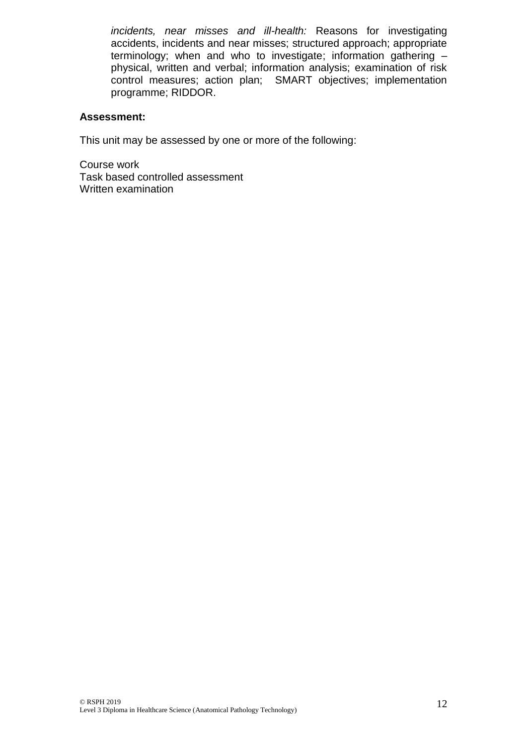*incidents, near misses and ill-health:* Reasons for investigating accidents, incidents and near misses; structured approach; appropriate terminology; when and who to investigate; information gathering – physical, written and verbal; information analysis; examination of risk control measures; action plan; SMART objectives; implementation programme; RIDDOR.

**Assessment:**

This unit may be assessed by one or more of the following:

Course work
Task based controlled assessment
Written examination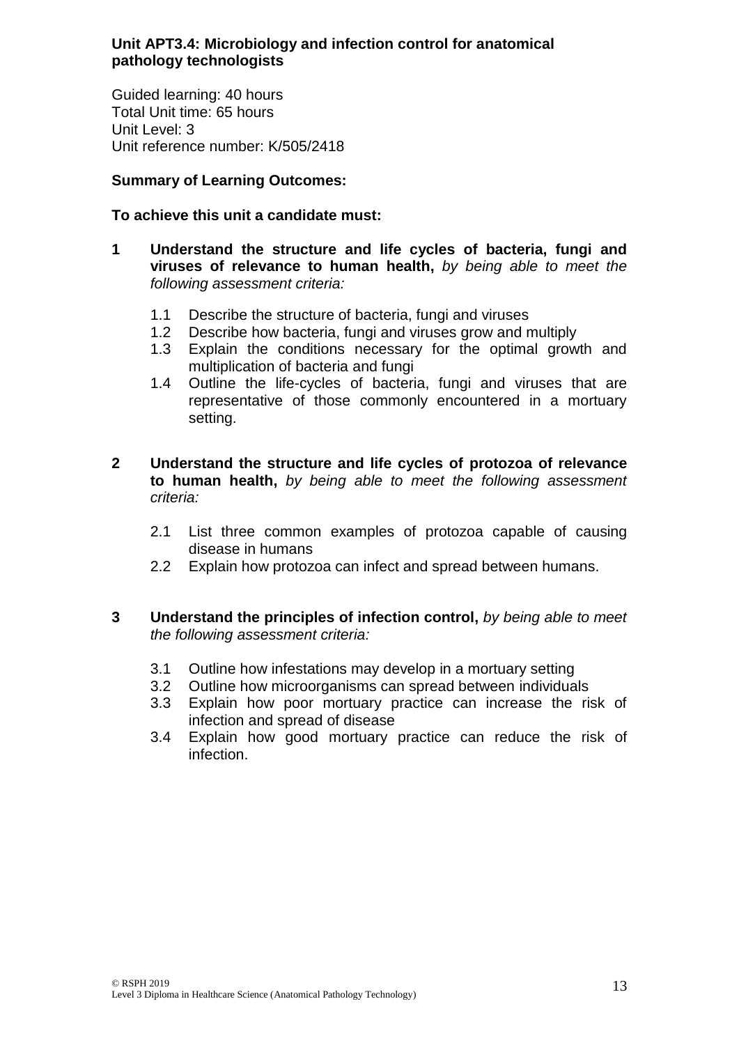## Unit APT3.4: Microbiology and infection control for anatomical pathology technologists

Guided learning: 40 hours
Total Unit time: 65 hours
Unit Level: 3
Unit reference number: K/505/2418

**Summary of Learning Outcomes:**

**To achieve this unit a candidate must:**

**1 Understand the structure and life cycles of bacteria, fungi and viruses of relevance to human health,** *by being able to meet the following assessment criteria:*

- 1.1 Describe the structure of bacteria, fungi and viruses
- 1.2 Describe how bacteria, fungi and viruses grow and multiply
- 1.3 Explain the conditions necessary for the optimal growth and multiplication of bacteria and fungi
- 1.4 Outline the life-cycles of bacteria, fungi and viruses that are representative of those commonly encountered in a mortuary setting.

**2 Understand the structure and life cycles of protozoa of relevance to human health,** *by being able to meet the following assessment criteria:*

- 2.1 List three common examples of protozoa capable of causing disease in humans
- 2.2 Explain how protozoa can infect and spread between humans.

**3 Understand the principles of infection control,** *by being able to meet the following assessment criteria:*

- 3.1 Outline how infestations may develop in a mortuary setting
- 3.2 Outline how microorganisms can spread between individuals
- 3.3 Explain how poor mortuary practice can increase the risk of infection and spread of disease
- 3.4 Explain how good mortuary practice can reduce the risk of infection.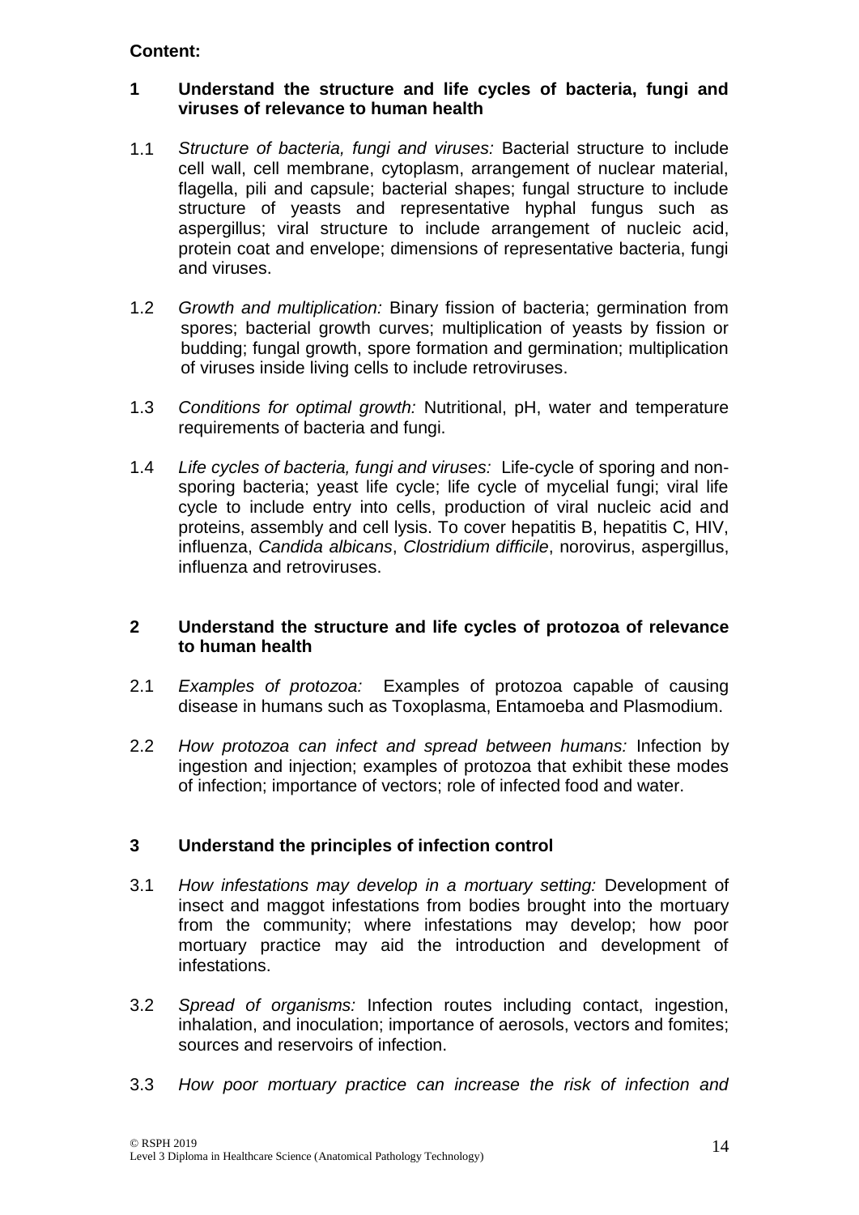**Content:**

**1 Understand the structure and life cycles of bacteria, fungi and viruses of relevance to human health**

1.1 *Structure of bacteria, fungi and viruses:* Bacterial structure to include cell wall, cell membrane, cytoplasm, arrangement of nuclear material, flagella, pili and capsule; bacterial shapes; fungal structure to include structure of yeasts and representative hyphal fungus such as aspergillus; viral structure to include arrangement of nucleic acid, protein coat and envelope; dimensions of representative bacteria, fungi and viruses.

1.2 *Growth and multiplication:* Binary fission of bacteria; germination from spores; bacterial growth curves; multiplication of yeasts by fission or budding; fungal growth, spore formation and germination; multiplication of viruses inside living cells to include retroviruses.

1.3 *Conditions for optimal growth:* Nutritional, pH, water and temperature requirements of bacteria and fungi.

1.4 *Life cycles of bacteria, fungi and viruses:* Life-cycle of sporing and non-sporing bacteria; yeast life cycle; life cycle of mycelial fungi; viral life cycle to include entry into cells, production of viral nucleic acid and proteins, assembly and cell lysis. To cover hepatitis B, hepatitis C, HIV, influenza, *Candida albicans*, *Clostridium difficile*, norovirus, aspergillus, influenza and retroviruses.

**2 Understand the structure and life cycles of protozoa of relevance to human health**

2.1 *Examples of protozoa:* Examples of protozoa capable of causing disease in humans such as Toxoplasma, Entamoeba and Plasmodium.

2.2 *How protozoa can infect and spread between humans:* Infection by ingestion and injection; examples of protozoa that exhibit these modes of infection; importance of vectors; role of infected food and water.

**3 Understand the principles of infection control**

3.1 *How infestations may develop in a mortuary setting:* Development of insect and maggot infestations from bodies brought into the mortuary from the community; where infestations may develop; how poor mortuary practice may aid the introduction and development of infestations.

3.2 *Spread of organisms:* Infection routes including contact, ingestion, inhalation, and inoculation; importance of aerosols, vectors and fomites; sources and reservoirs of infection.

3.3 *How poor mortuary practice can increase the risk of infection and*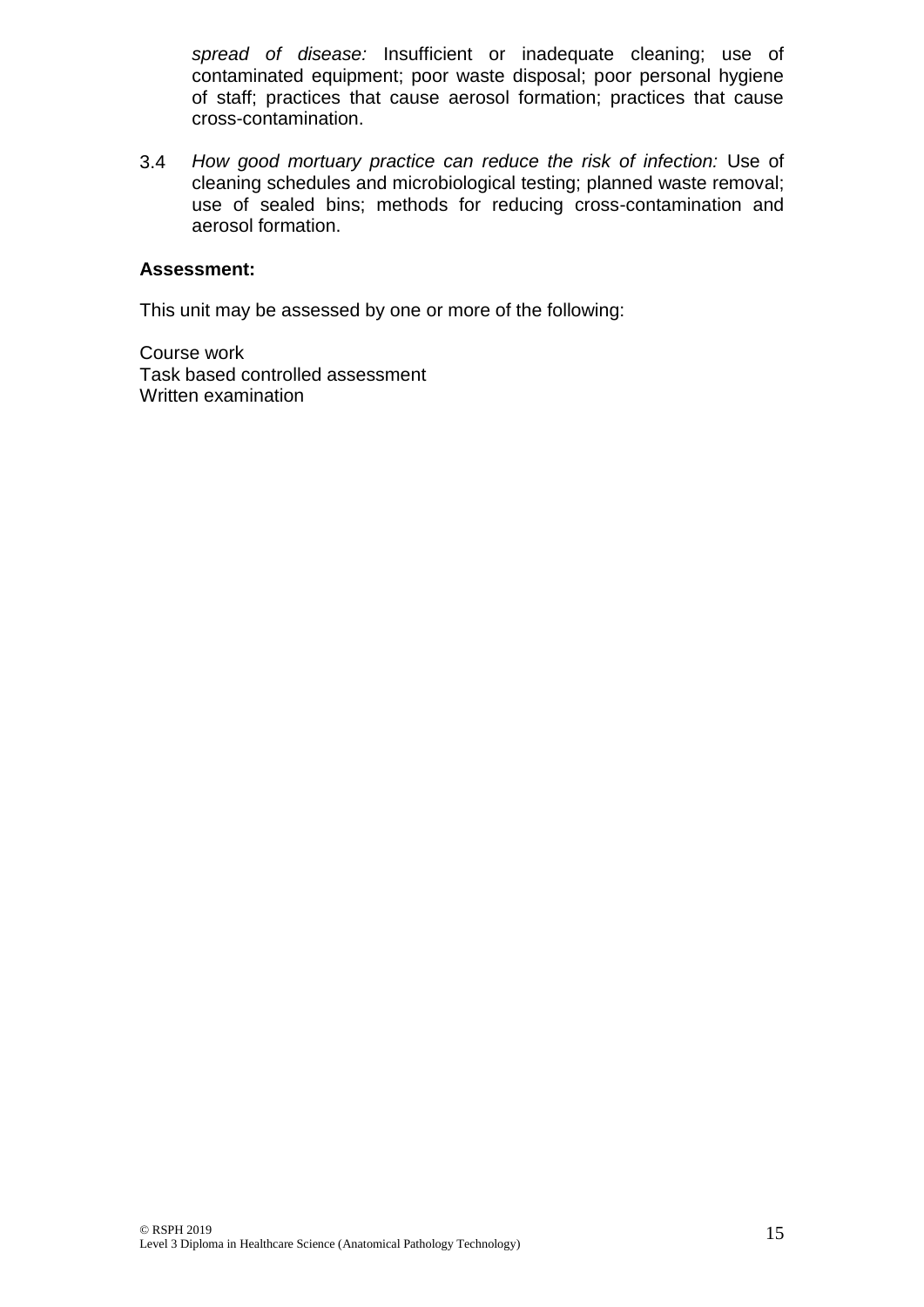*spread of disease:* Insufficient or inadequate cleaning; use of contaminated equipment; poor waste disposal; poor personal hygiene of staff; practices that cause aerosol formation; practices that cause cross-contamination.

3.4 *How good mortuary practice can reduce the risk of infection:* Use of cleaning schedules and microbiological testing; planned waste removal; use of sealed bins; methods for reducing cross-contamination and aerosol formation.

**Assessment:**

This unit may be assessed by one or more of the following:

Course work
Task based controlled assessment
Written examination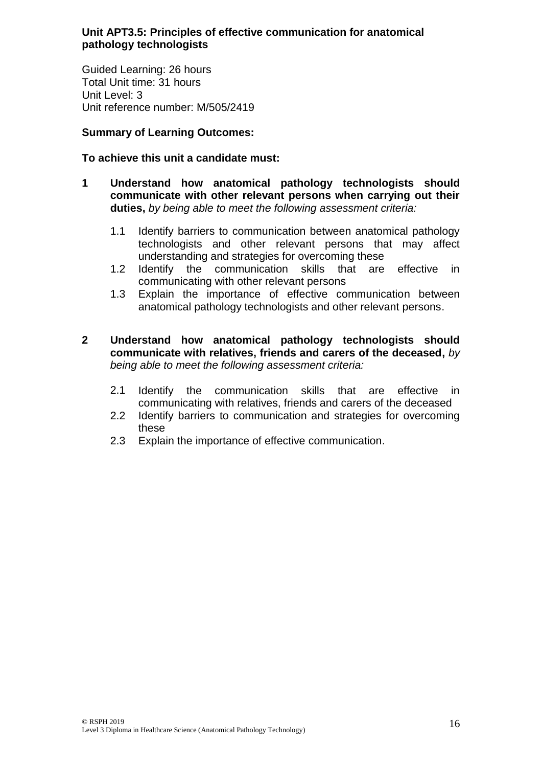## Unit APT3.5: Principles of effective communication for anatomical pathology technologists

Guided Learning: 26 hours
Total Unit time: 31 hours
Unit Level: 3
Unit reference number: M/505/2419

**Summary of Learning Outcomes:**

**To achieve this unit a candidate must:**

**1 Understand how anatomical pathology technologists should communicate with other relevant persons when carrying out their duties,** *by being able to meet the following assessment criteria:*

- 1.1 Identify barriers to communication between anatomical pathology technologists and other relevant persons that may affect understanding and strategies for overcoming these
- 1.2 Identify the communication skills that are effective in communicating with other relevant persons
- 1.3 Explain the importance of effective communication between anatomical pathology technologists and other relevant persons.

**2 Understand how anatomical pathology technologists should communicate with relatives, friends and carers of the deceased,** *by being able to meet the following assessment criteria:*

- 2.1 Identify the communication skills that are effective in communicating with relatives, friends and carers of the deceased
- 2.2 Identify barriers to communication and strategies for overcoming these
- 2.3 Explain the importance of effective communication.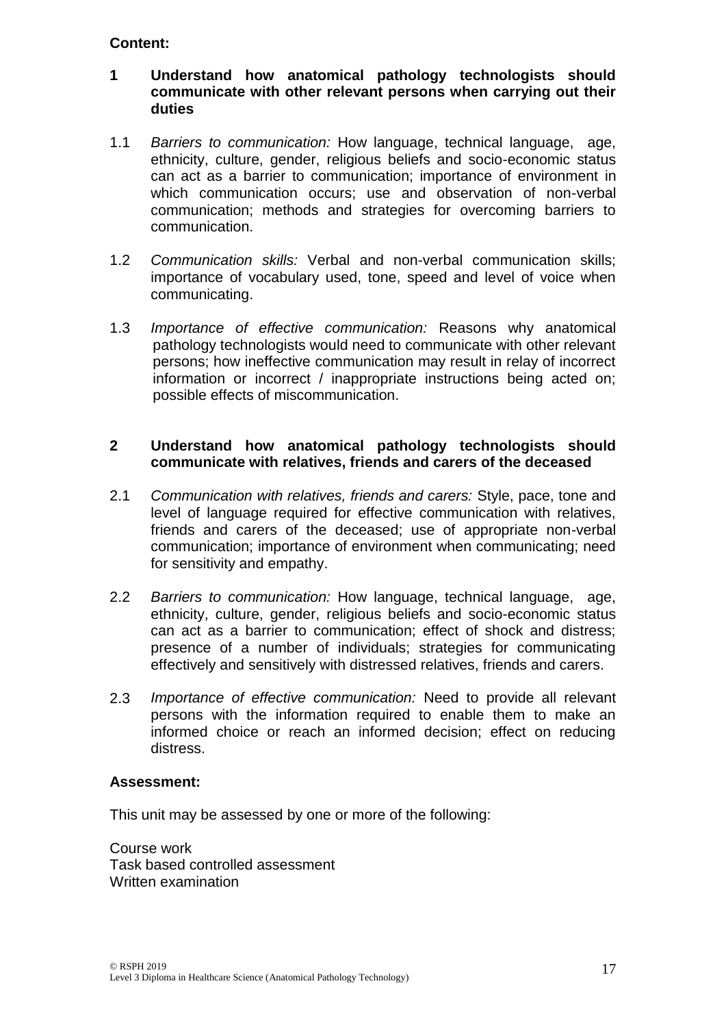**Content:**

**1 Understand how anatomical pathology technologists should communicate with other relevant persons when carrying out their duties**

1.1 *Barriers to communication:* How language, technical language, age, ethnicity, culture, gender, religious beliefs and socio-economic status can act as a barrier to communication; importance of environment in which communication occurs; use and observation of non-verbal communication; methods and strategies for overcoming barriers to communication.

1.2 *Communication skills:* Verbal and non-verbal communication skills; importance of vocabulary used, tone, speed and level of voice when communicating.

1.3 *Importance of effective communication:* Reasons why anatomical pathology technologists would need to communicate with other relevant persons; how ineffective communication may result in relay of incorrect information or incorrect / inappropriate instructions being acted on; possible effects of miscommunication.

**2 Understand how anatomical pathology technologists should communicate with relatives, friends and carers of the deceased**

2.1 *Communication with relatives, friends and carers:* Style, pace, tone and level of language required for effective communication with relatives, friends and carers of the deceased; use of appropriate non-verbal communication; importance of environment when communicating; need for sensitivity and empathy.

2.2 *Barriers to communication:* How language, technical language, age, ethnicity, culture, gender, religious beliefs and socio-economic status can act as a barrier to communication; effect of shock and distress; presence of a number of individuals; strategies for communicating effectively and sensitively with distressed relatives, friends and carers.

2.3 *Importance of effective communication:* Need to provide all relevant persons with the information required to enable them to make an informed choice or reach an informed decision; effect on reducing distress.

**Assessment:**

This unit may be assessed by one or more of the following:

Course work
Task based controlled assessment
Written examination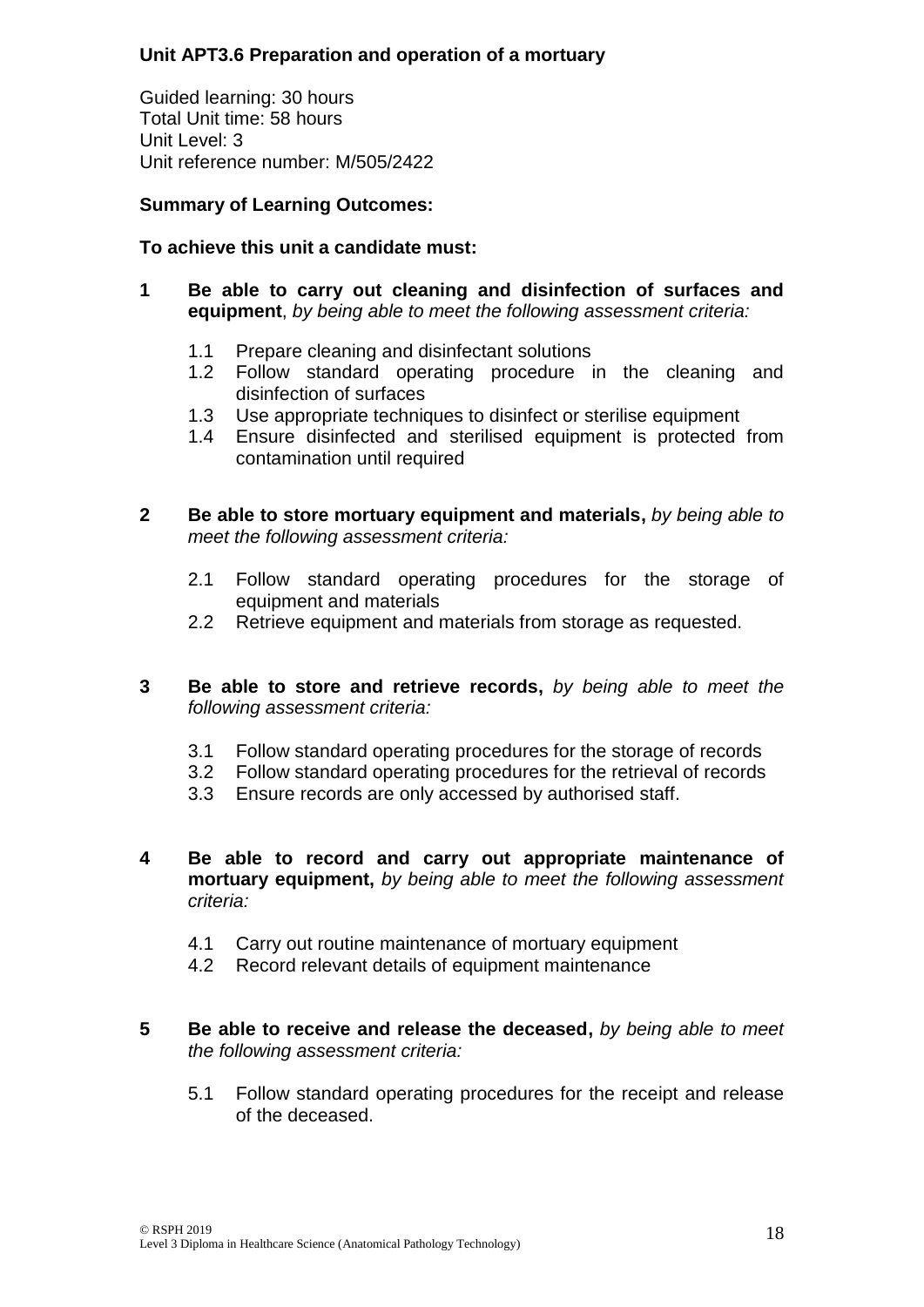**Unit APT3.6 Preparation and operation of a mortuary**

Guided learning: 30 hours
Total Unit time: 58 hours
Unit Level: 3
Unit reference number: M/505/2422

**Summary of Learning Outcomes:**

**To achieve this unit a candidate must:**

**1 Be able to carry out cleaning and disinfection of surfaces and equipment**, *by being able to meet the following assessment criteria:*

- 1.1 Prepare cleaning and disinfectant solutions
- 1.2 Follow standard operating procedure in the cleaning and disinfection of surfaces
- 1.3 Use appropriate techniques to disinfect or sterilise equipment
- 1.4 Ensure disinfected and sterilised equipment is protected from contamination until required

**2 Be able to store mortuary equipment and materials,** *by being able to meet the following assessment criteria:*

- 2.1 Follow standard operating procedures for the storage of equipment and materials
- 2.2 Retrieve equipment and materials from storage as requested.

**3 Be able to store and retrieve records,** *by being able to meet the following assessment criteria:*

- 3.1 Follow standard operating procedures for the storage of records
- 3.2 Follow standard operating procedures for the retrieval of records
- 3.3 Ensure records are only accessed by authorised staff.

**4 Be able to record and carry out appropriate maintenance of mortuary equipment,** *by being able to meet the following assessment criteria:*

- 4.1 Carry out routine maintenance of mortuary equipment
- 4.2 Record relevant details of equipment maintenance

**5 Be able to receive and release the deceased,** *by being able to meet the following assessment criteria:*

- 5.1 Follow standard operating procedures for the receipt and release of the deceased.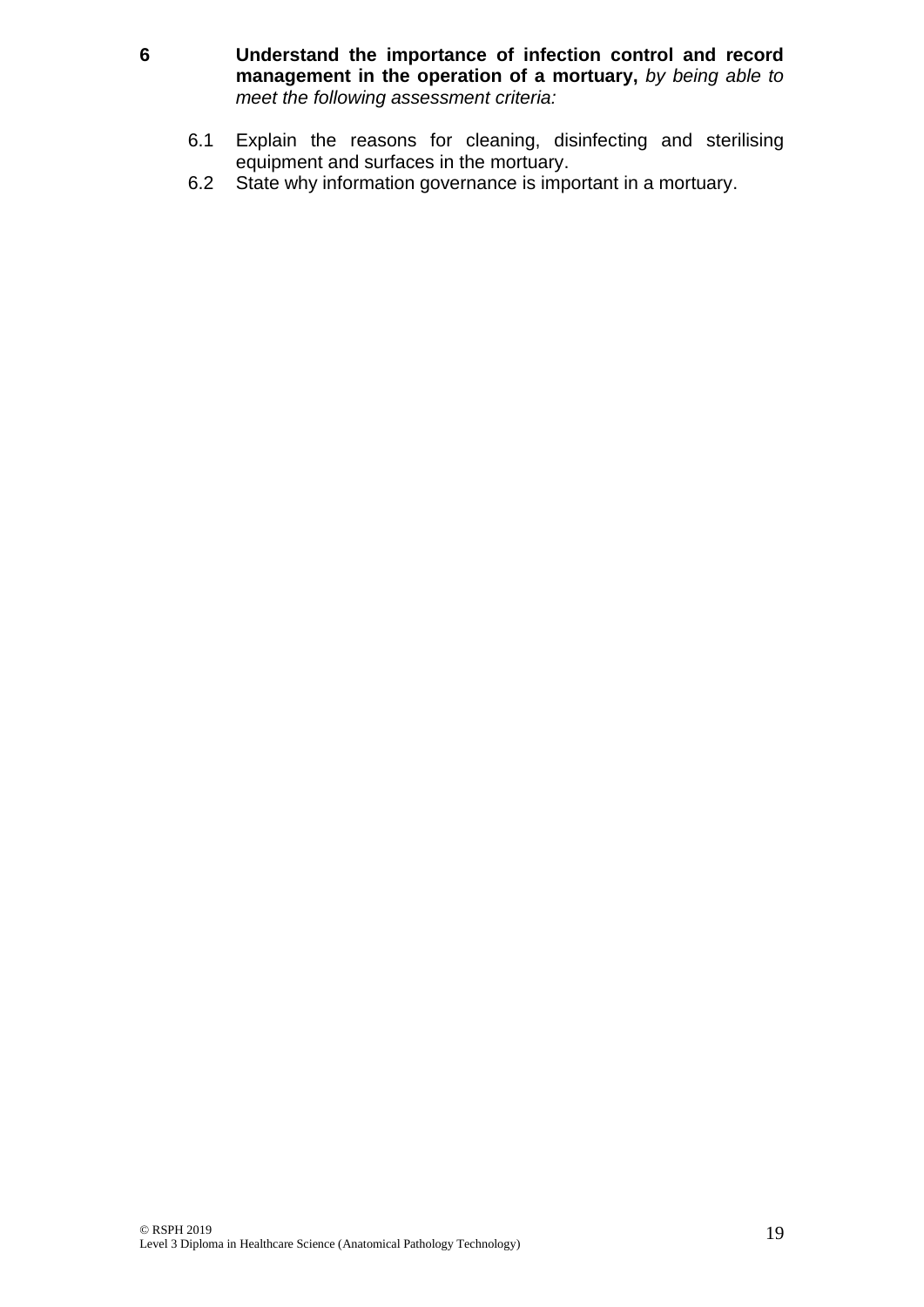**6** **Understand the importance of infection control and record management in the operation of a mortuary,** *by being able to meet the following assessment criteria:*

6.1 Explain the reasons for cleaning, disinfecting and sterilising equipment and surfaces in the mortuary.

6.2 State why information governance is important in a mortuary.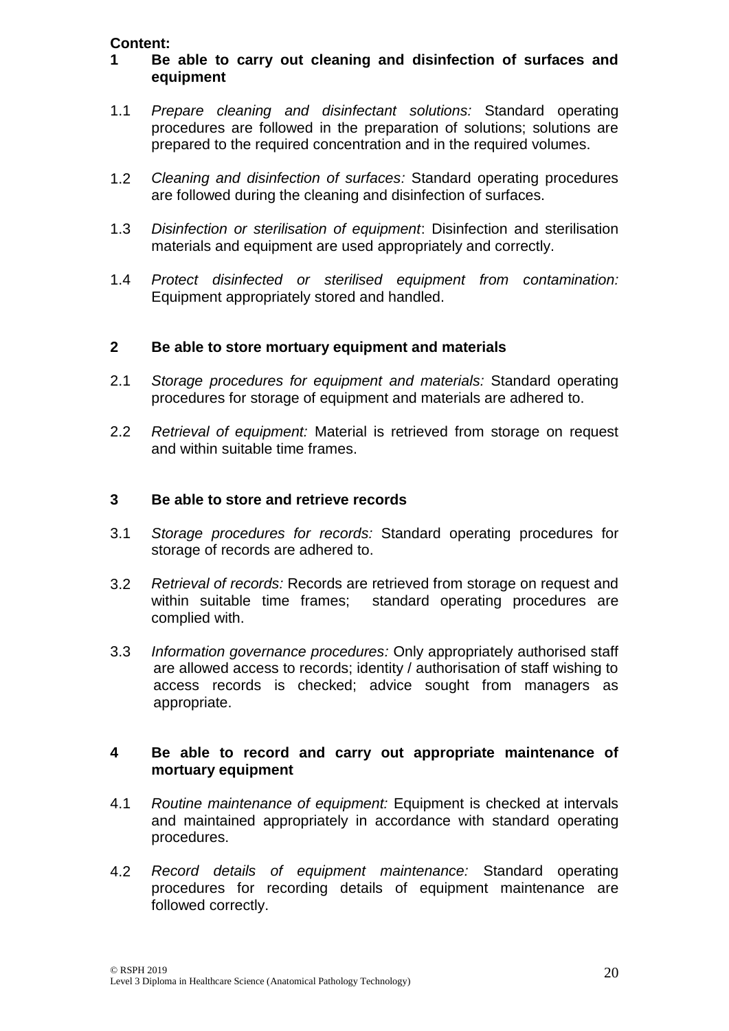**Content:**

**1 Be able to carry out cleaning and disinfection of surfaces and equipment**

1.1 *Prepare cleaning and disinfectant solutions:* Standard operating procedures are followed in the preparation of solutions; solutions are prepared to the required concentration and in the required volumes.

1.2 *Cleaning and disinfection of surfaces:* Standard operating procedures are followed during the cleaning and disinfection of surfaces.

1.3 *Disinfection or sterilisation of equipment*: Disinfection and sterilisation materials and equipment are used appropriately and correctly.

1.4 *Protect disinfected or sterilised equipment from contamination:* Equipment appropriately stored and handled.

**2 Be able to store mortuary equipment and materials**

2.1 *Storage procedures for equipment and materials:* Standard operating procedures for storage of equipment and materials are adhered to.

2.2 *Retrieval of equipment:* Material is retrieved from storage on request and within suitable time frames.

**3 Be able to store and retrieve records**

3.1 *Storage procedures for records:* Standard operating procedures for storage of records are adhered to.

3.2 *Retrieval of records:* Records are retrieved from storage on request and within suitable time frames; standard operating procedures are complied with.

3.3 *Information governance procedures:* Only appropriately authorised staff are allowed access to records; identity / authorisation of staff wishing to access records is checked; advice sought from managers as appropriate.

**4 Be able to record and carry out appropriate maintenance of mortuary equipment**

4.1 *Routine maintenance of equipment:* Equipment is checked at intervals and maintained appropriately in accordance with standard operating procedures.

4.2 *Record details of equipment maintenance:* Standard operating procedures for recording details of equipment maintenance are followed correctly.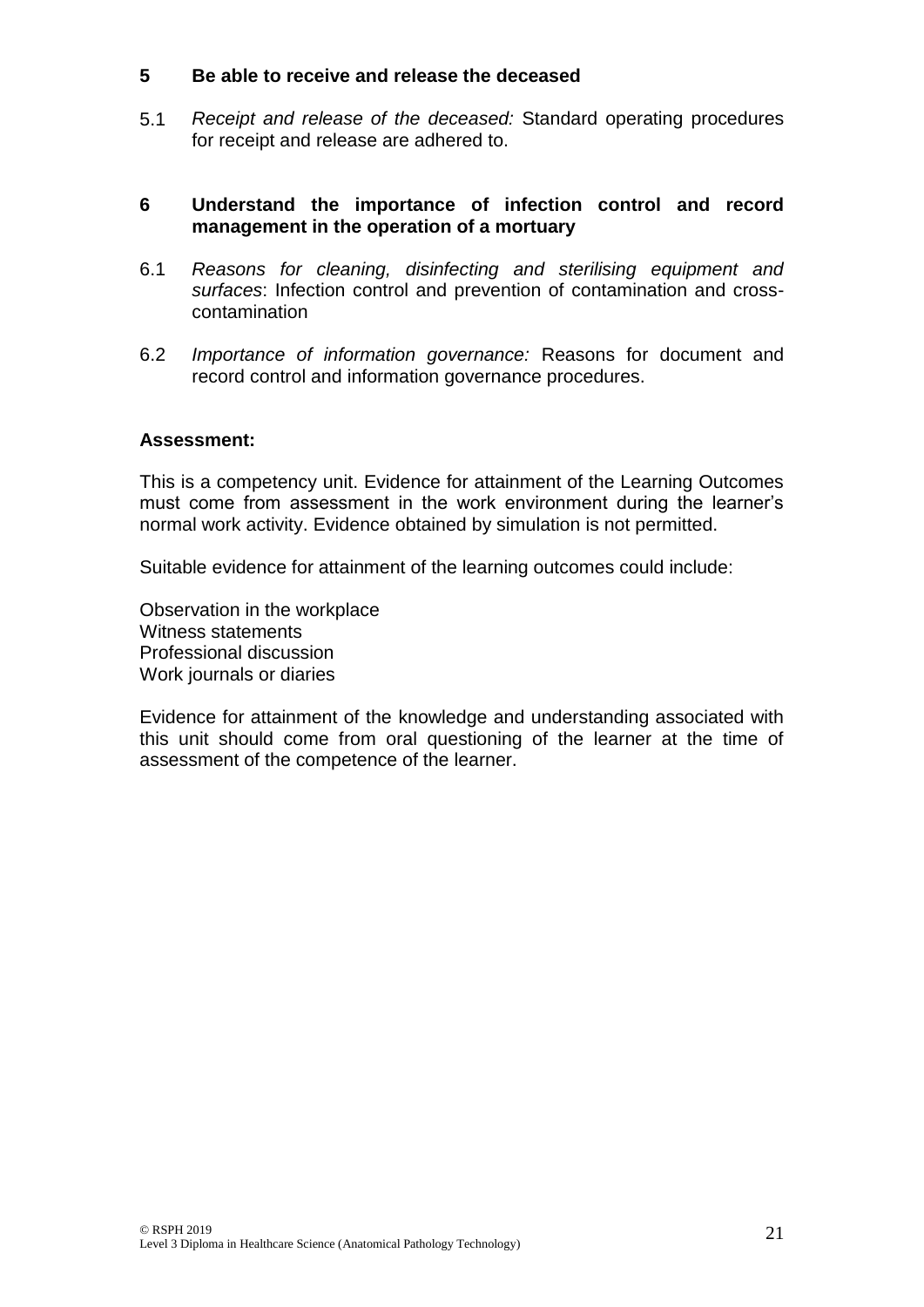**5 Be able to receive and release the deceased**

5.1 *Receipt and release of the deceased:* Standard operating procedures for receipt and release are adhered to.

**6 Understand the importance of infection control and record management in the operation of a mortuary**

6.1 *Reasons for cleaning, disinfecting and sterilising equipment and surfaces*: Infection control and prevention of contamination and cross-contamination

6.2 *Importance of information governance:* Reasons for document and record control and information governance procedures.

**Assessment:**

This is a competency unit. Evidence for attainment of the Learning Outcomes must come from assessment in the work environment during the learner's normal work activity. Evidence obtained by simulation is not permitted.

Suitable evidence for attainment of the learning outcomes could include:

Observation in the workplace
Witness statements
Professional discussion
Work journals or diaries

Evidence for attainment of the knowledge and understanding associated with this unit should come from oral questioning of the learner at the time of assessment of the competence of the learner.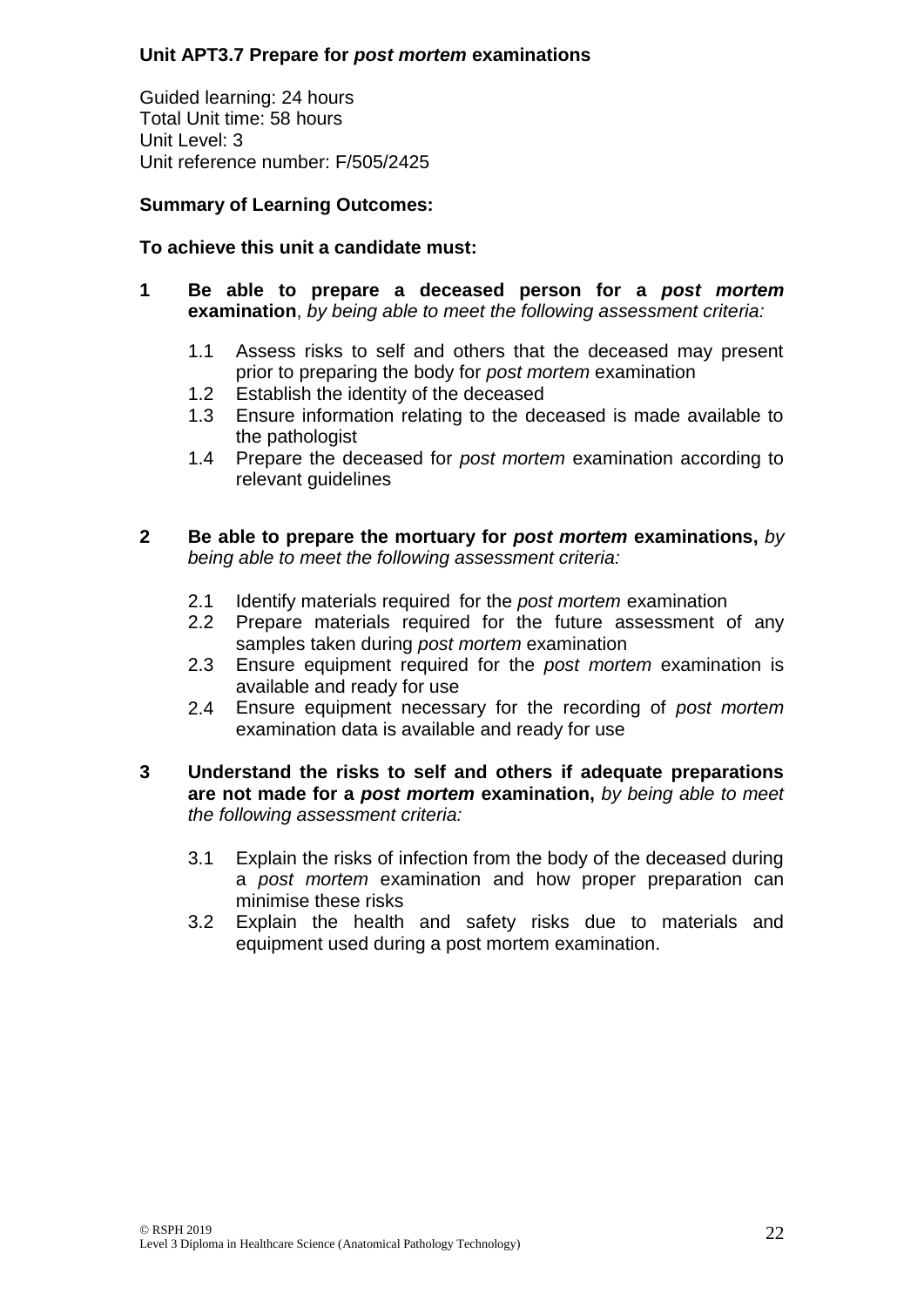**Unit APT3.7 Prepare for *post mortem* examinations**

Guided learning: 24 hours
Total Unit time: 58 hours
Unit Level: 3
Unit reference number: F/505/2425

**Summary of Learning Outcomes:**

**To achieve this unit a candidate must:**

**1 Be able to prepare a deceased person for a *post mortem* examination**, *by being able to meet the following assessment criteria:*

- 1.1 Assess risks to self and others that the deceased may present prior to preparing the body for *post mortem* examination
- 1.2 Establish the identity of the deceased
- 1.3 Ensure information relating to the deceased is made available to the pathologist
- 1.4 Prepare the deceased for *post mortem* examination according to relevant guidelines

**2 Be able to prepare the mortuary for *post mortem* examinations,** *by being able to meet the following assessment criteria:*

- 2.1 Identify materials required for the *post mortem* examination
- 2.2 Prepare materials required for the future assessment of any samples taken during *post mortem* examination
- 2.3 Ensure equipment required for the *post mortem* examination is available and ready for use
- 2.4 Ensure equipment necessary for the recording of *post mortem* examination data is available and ready for use

**3 Understand the risks to self and others if adequate preparations are not made for a *post mortem* examination,** *by being able to meet the following assessment criteria:*

- 3.1 Explain the risks of infection from the body of the deceased during a *post mortem* examination and how proper preparation can minimise these risks
- 3.2 Explain the health and safety risks due to materials and equipment used during a post mortem examination.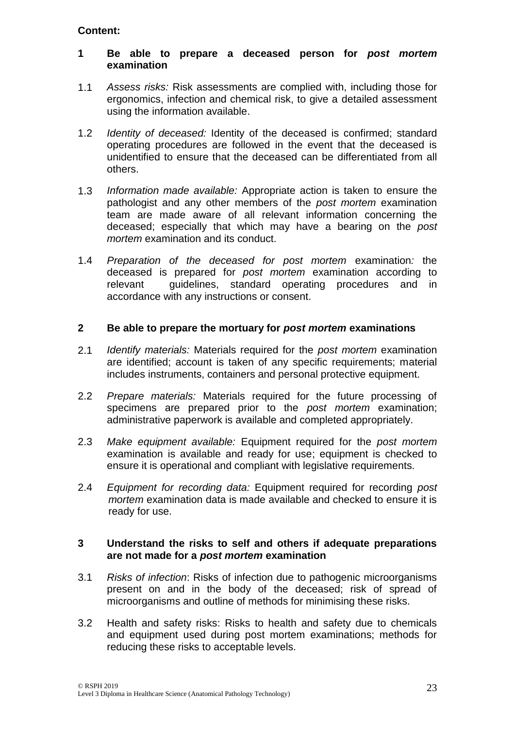**Content:**

**1 Be able to prepare a deceased person for *post mortem* examination**

1.1 *Assess risks:* Risk assessments are complied with, including those for ergonomics, infection and chemical risk, to give a detailed assessment using the information available.

1.2 *Identity of deceased:* Identity of the deceased is confirmed; standard operating procedures are followed in the event that the deceased is unidentified to ensure that the deceased can be differentiated from all others.

1.3 *Information made available:* Appropriate action is taken to ensure the pathologist and any other members of the *post mortem* examination team are made aware of all relevant information concerning the deceased; especially that which may have a bearing on the *post mortem* examination and its conduct.

1.4 *Preparation of the deceased for post mortem* examination*:* the deceased is prepared for *post mortem* examination according to relevant guidelines, standard operating procedures and in accordance with any instructions or consent.

**2 Be able to prepare the mortuary for *post mortem* examinations**

2.1 *Identify materials:* Materials required for the *post mortem* examination are identified; account is taken of any specific requirements; material includes instruments, containers and personal protective equipment.

2.2 *Prepare materials:* Materials required for the future processing of specimens are prepared prior to the *post mortem* examination; administrative paperwork is available and completed appropriately.

2.3 *Make equipment available:* Equipment required for the *post mortem* examination is available and ready for use; equipment is checked to ensure it is operational and compliant with legislative requirements.

2.4 *Equipment for recording data:* Equipment required for recording *post mortem* examination data is made available and checked to ensure it is ready for use.

**3 Understand the risks to self and others if adequate preparations are not made for a *post mortem* examination**

3.1 *Risks of infection*: Risks of infection due to pathogenic microorganisms present on and in the body of the deceased; risk of spread of microorganisms and outline of methods for minimising these risks.

3.2 Health and safety risks: Risks to health and safety due to chemicals and equipment used during post mortem examinations; methods for reducing these risks to acceptable levels.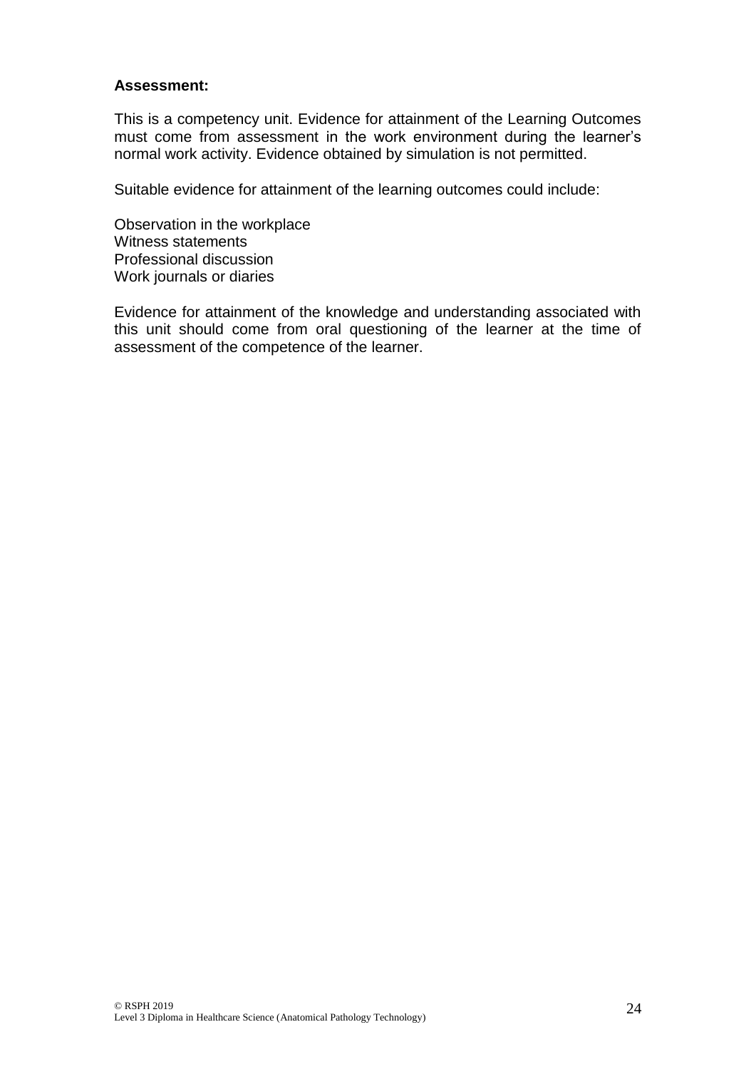**Assessment:**

This is a competency unit. Evidence for attainment of the Learning Outcomes must come from assessment in the work environment during the learner's normal work activity. Evidence obtained by simulation is not permitted.

Suitable evidence for attainment of the learning outcomes could include:

Observation in the workplace
Witness statements
Professional discussion
Work journals or diaries

Evidence for attainment of the knowledge and understanding associated with this unit should come from oral questioning of the learner at the time of assessment of the competence of the learner.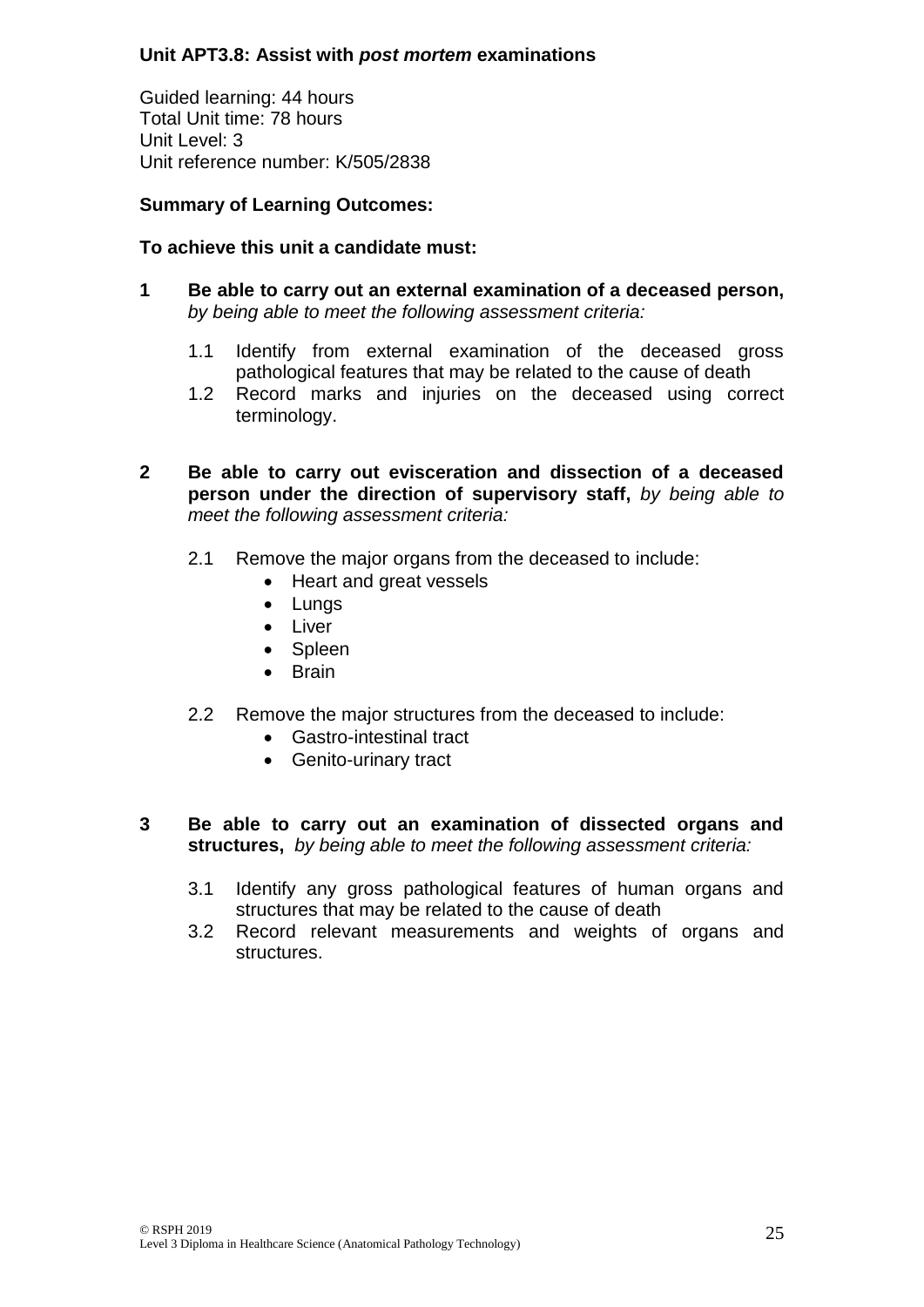## Unit APT3.8: Assist with *post mortem* examinations

Guided learning: 44 hours
Total Unit time: 78 hours
Unit Level: 3
Unit reference number: K/505/2838

**Summary of Learning Outcomes:**

**To achieve this unit a candidate must:**

**1 Be able to carry out an external examination of a deceased person,** *by being able to meet the following assessment criteria:*

1.1 Identify from external examination of the deceased gross pathological features that may be related to the cause of death
1.2 Record marks and injuries on the deceased using correct terminology.

**2 Be able to carry out evisceration and dissection of a deceased person under the direction of supervisory staff,** *by being able to meet the following assessment criteria:*

2.1 Remove the major organs from the deceased to include:
- Heart and great vessels
- Lungs
- Liver
- Spleen
- Brain

2.2 Remove the major structures from the deceased to include:
- Gastro-intestinal tract
- Genito-urinary tract

**3 Be able to carry out an examination of dissected organs and structures,** *by being able to meet the following assessment criteria:*

3.1 Identify any gross pathological features of human organs and structures that may be related to the cause of death
3.2 Record relevant measurements and weights of organs and structures.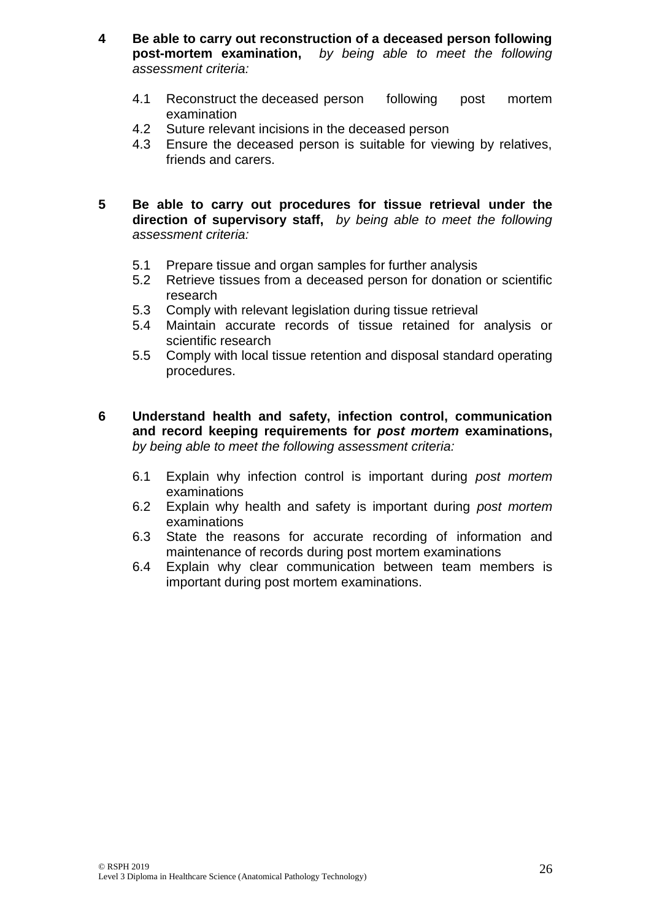**4 Be able to carry out reconstruction of a deceased person following post-mortem examination,** *by being able to meet the following assessment criteria:*

- 4.1 Reconstruct the deceased person following post mortem examination
- 4.2 Suture relevant incisions in the deceased person
- 4.3 Ensure the deceased person is suitable for viewing by relatives, friends and carers.

**5 Be able to carry out procedures for tissue retrieval under the direction of supervisory staff,** *by being able to meet the following assessment criteria:*

- 5.1 Prepare tissue and organ samples for further analysis
- 5.2 Retrieve tissues from a deceased person for donation or scientific research
- 5.3 Comply with relevant legislation during tissue retrieval
- 5.4 Maintain accurate records of tissue retained for analysis or scientific research
- 5.5 Comply with local tissue retention and disposal standard operating procedures.

**6 Understand health and safety, infection control, communication and record keeping requirements for *post mortem* examinations,** *by being able to meet the following assessment criteria:*

- 6.1 Explain why infection control is important during *post mortem* examinations
- 6.2 Explain why health and safety is important during *post mortem* examinations
- 6.3 State the reasons for accurate recording of information and maintenance of records during post mortem examinations
- 6.4 Explain why clear communication between team members is important during post mortem examinations.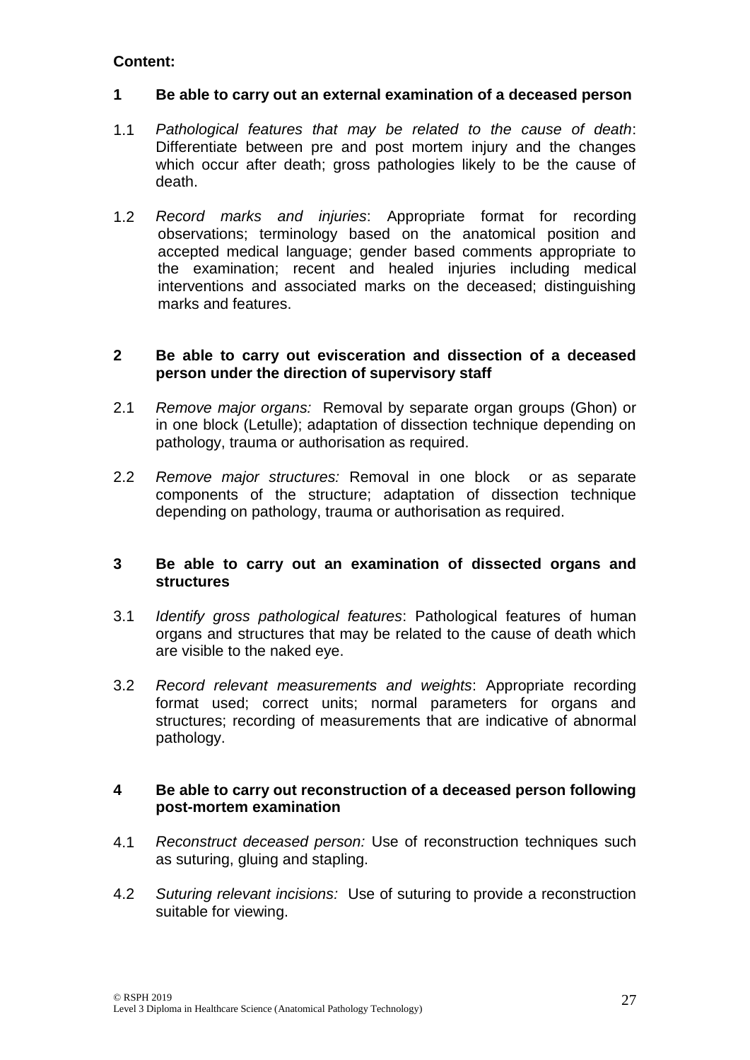**Content:**

**1 Be able to carry out an external examination of a deceased person**

1.1 *Pathological features that may be related to the cause of death*: Differentiate between pre and post mortem injury and the changes which occur after death; gross pathologies likely to be the cause of death.

1.2 *Record marks and injuries*: Appropriate format for recording observations; terminology based on the anatomical position and accepted medical language; gender based comments appropriate to the examination; recent and healed injuries including medical interventions and associated marks on the deceased; distinguishing marks and features.

**2 Be able to carry out evisceration and dissection of a deceased person under the direction of supervisory staff**

2.1 *Remove major organs:* Removal by separate organ groups (Ghon) or in one block (Letulle); adaptation of dissection technique depending on pathology, trauma or authorisation as required.

2.2 *Remove major structures:* Removal in one block or as separate components of the structure; adaptation of dissection technique depending on pathology, trauma or authorisation as required.

**3 Be able to carry out an examination of dissected organs and structures**

3.1 *Identify gross pathological features*: Pathological features of human organs and structures that may be related to the cause of death which are visible to the naked eye.

3.2 *Record relevant measurements and weights*: Appropriate recording format used; correct units; normal parameters for organs and structures; recording of measurements that are indicative of abnormal pathology.

**4 Be able to carry out reconstruction of a deceased person following post-mortem examination**

4.1 *Reconstruct deceased person:* Use of reconstruction techniques such as suturing, gluing and stapling.

4.2 *Suturing relevant incisions:* Use of suturing to provide a reconstruction suitable for viewing.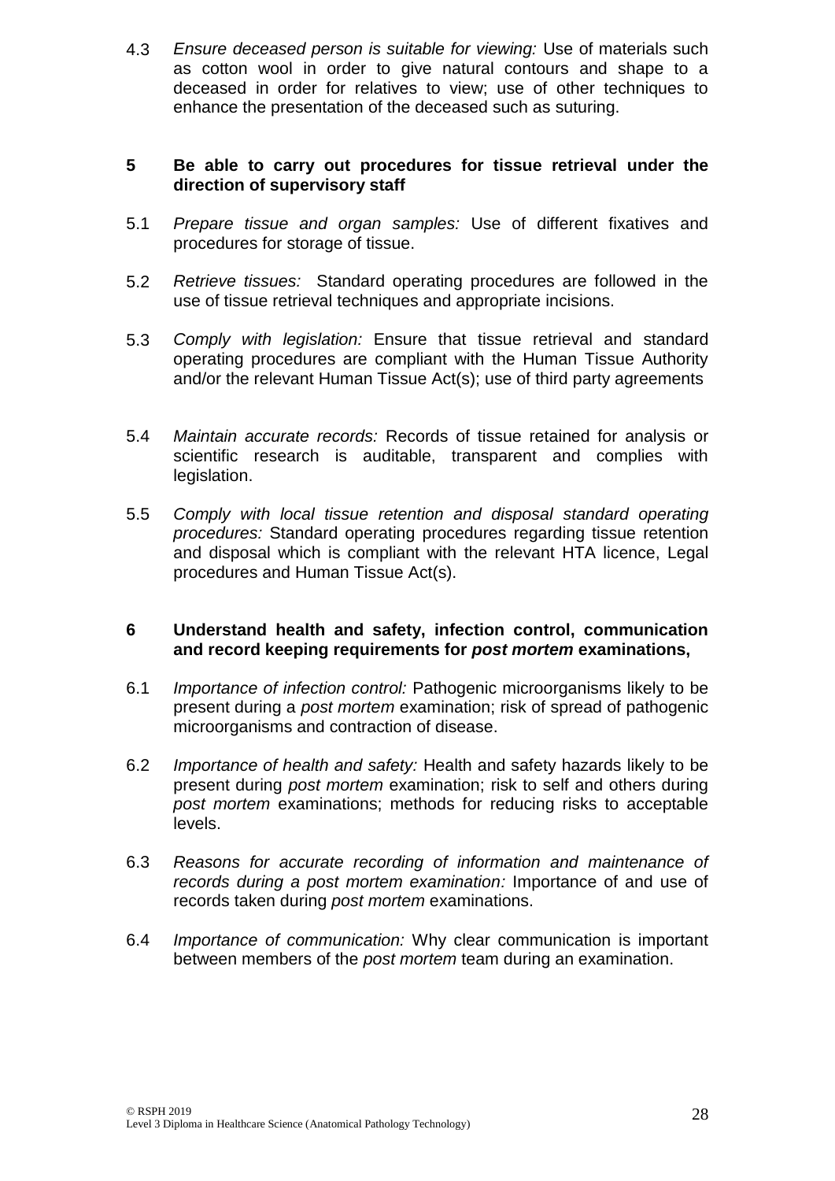4.3 *Ensure deceased person is suitable for viewing:* Use of materials such as cotton wool in order to give natural contours and shape to a deceased in order for relatives to view; use of other techniques to enhance the presentation of the deceased such as suturing.

**5 Be able to carry out procedures for tissue retrieval under the direction of supervisory staff**

5.1 *Prepare tissue and organ samples:* Use of different fixatives and procedures for storage of tissue.

5.2 *Retrieve tissues:* Standard operating procedures are followed in the use of tissue retrieval techniques and appropriate incisions.

5.3 *Comply with legislation:* Ensure that tissue retrieval and standard operating procedures are compliant with the Human Tissue Authority and/or the relevant Human Tissue Act(s); use of third party agreements

5.4 *Maintain accurate records:* Records of tissue retained for analysis or scientific research is auditable, transparent and complies with legislation.

5.5 *Comply with local tissue retention and disposal standard operating procedures:* Standard operating procedures regarding tissue retention and disposal which is compliant with the relevant HTA licence, Legal procedures and Human Tissue Act(s).

**6 Understand health and safety, infection control, communication and record keeping requirements for *post mortem* examinations,**

6.1 *Importance of infection control:* Pathogenic microorganisms likely to be present during a *post mortem* examination; risk of spread of pathogenic microorganisms and contraction of disease.

6.2 *Importance of health and safety:* Health and safety hazards likely to be present during *post mortem* examination; risk to self and others during *post mortem* examinations; methods for reducing risks to acceptable levels.

6.3 *Reasons for accurate recording of information and maintenance of records during a post mortem examination:* Importance of and use of records taken during *post mortem* examinations.

6.4 *Importance of communication:* Why clear communication is important between members of the *post mortem* team during an examination.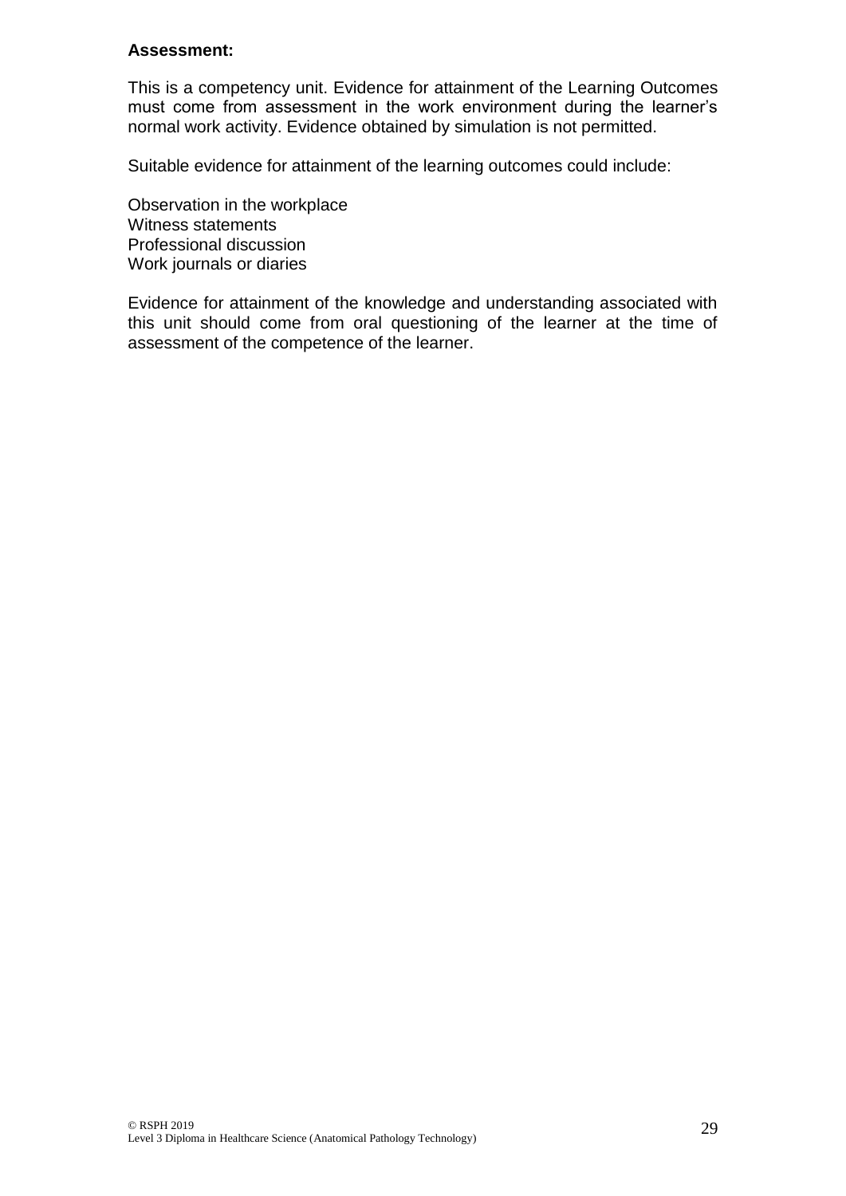**Assessment:**

This is a competency unit. Evidence for attainment of the Learning Outcomes must come from assessment in the work environment during the learner's normal work activity. Evidence obtained by simulation is not permitted.

Suitable evidence for attainment of the learning outcomes could include:

Observation in the workplace
Witness statements
Professional discussion
Work journals or diaries

Evidence for attainment of the knowledge and understanding associated with this unit should come from oral questioning of the learner at the time of assessment of the competence of the learner.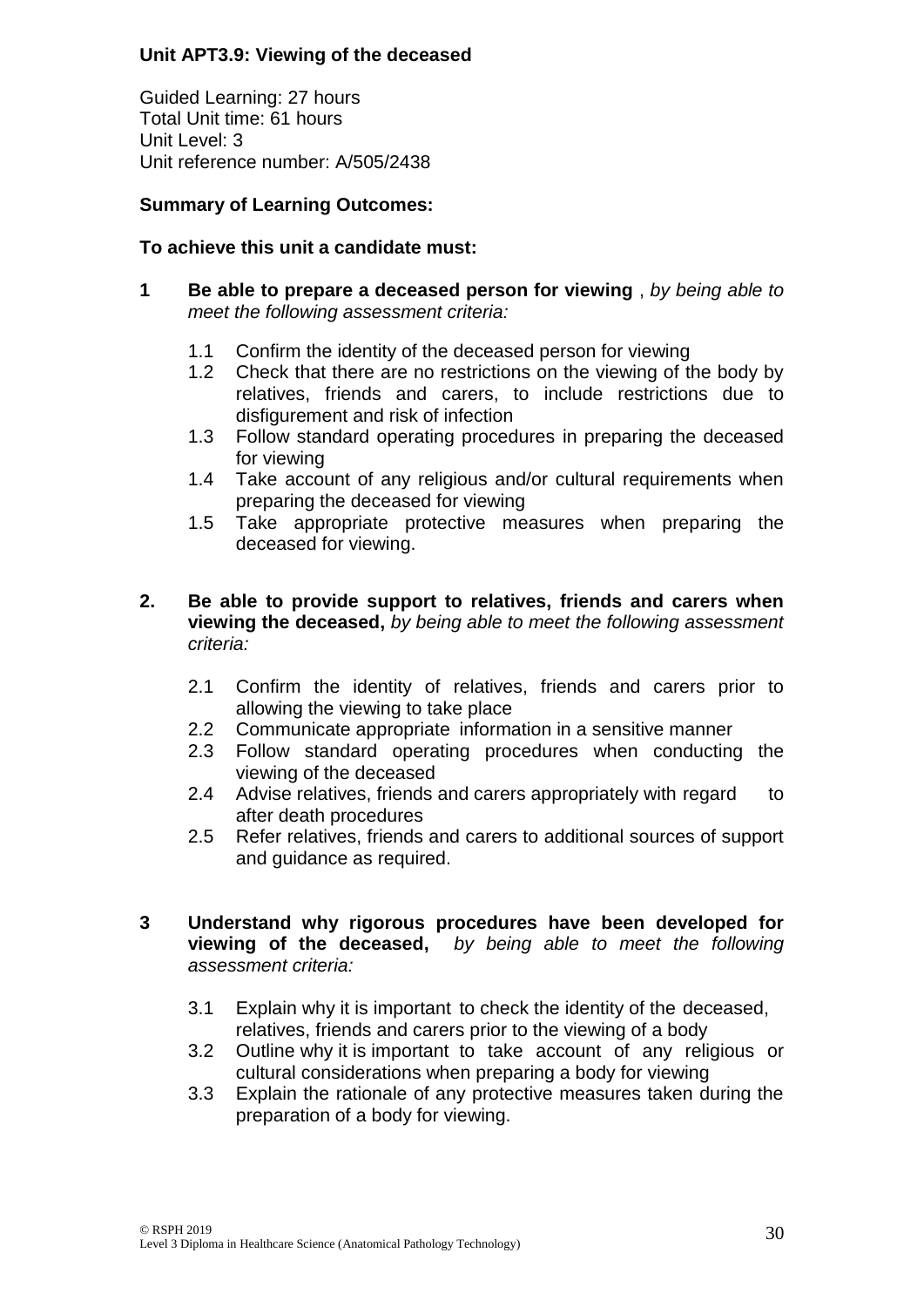**Unit APT3.9: Viewing of the deceased**

Guided Learning: 27 hours
Total Unit time: 61 hours
Unit Level: 3
Unit reference number: A/505/2438

**Summary of Learning Outcomes:**

**To achieve this unit a candidate must:**

**1 Be able to prepare a deceased person for viewing** , *by being able to meet the following assessment criteria:*

- 1.1 Confirm the identity of the deceased person for viewing
- 1.2 Check that there are no restrictions on the viewing of the body by relatives, friends and carers, to include restrictions due to disfigurement and risk of infection
- 1.3 Follow standard operating procedures in preparing the deceased for viewing
- 1.4 Take account of any religious and/or cultural requirements when preparing the deceased for viewing
- 1.5 Take appropriate protective measures when preparing the deceased for viewing.

**2. Be able to provide support to relatives, friends and carers when viewing the deceased,** *by being able to meet the following assessment criteria:*

- 2.1 Confirm the identity of relatives, friends and carers prior to allowing the viewing to take place
- 2.2 Communicate appropriate information in a sensitive manner
- 2.3 Follow standard operating procedures when conducting the viewing of the deceased
- 2.4 Advise relatives, friends and carers appropriately with regard to after death procedures
- 2.5 Refer relatives, friends and carers to additional sources of support and guidance as required.

**3 Understand why rigorous procedures have been developed for viewing of the deceased,** *by being able to meet the following assessment criteria:*

- 3.1 Explain why it is important to check the identity of the deceased, relatives, friends and carers prior to the viewing of a body
- 3.2 Outline why it is important to take account of any religious or cultural considerations when preparing a body for viewing
- 3.3 Explain the rationale of any protective measures taken during the preparation of a body for viewing.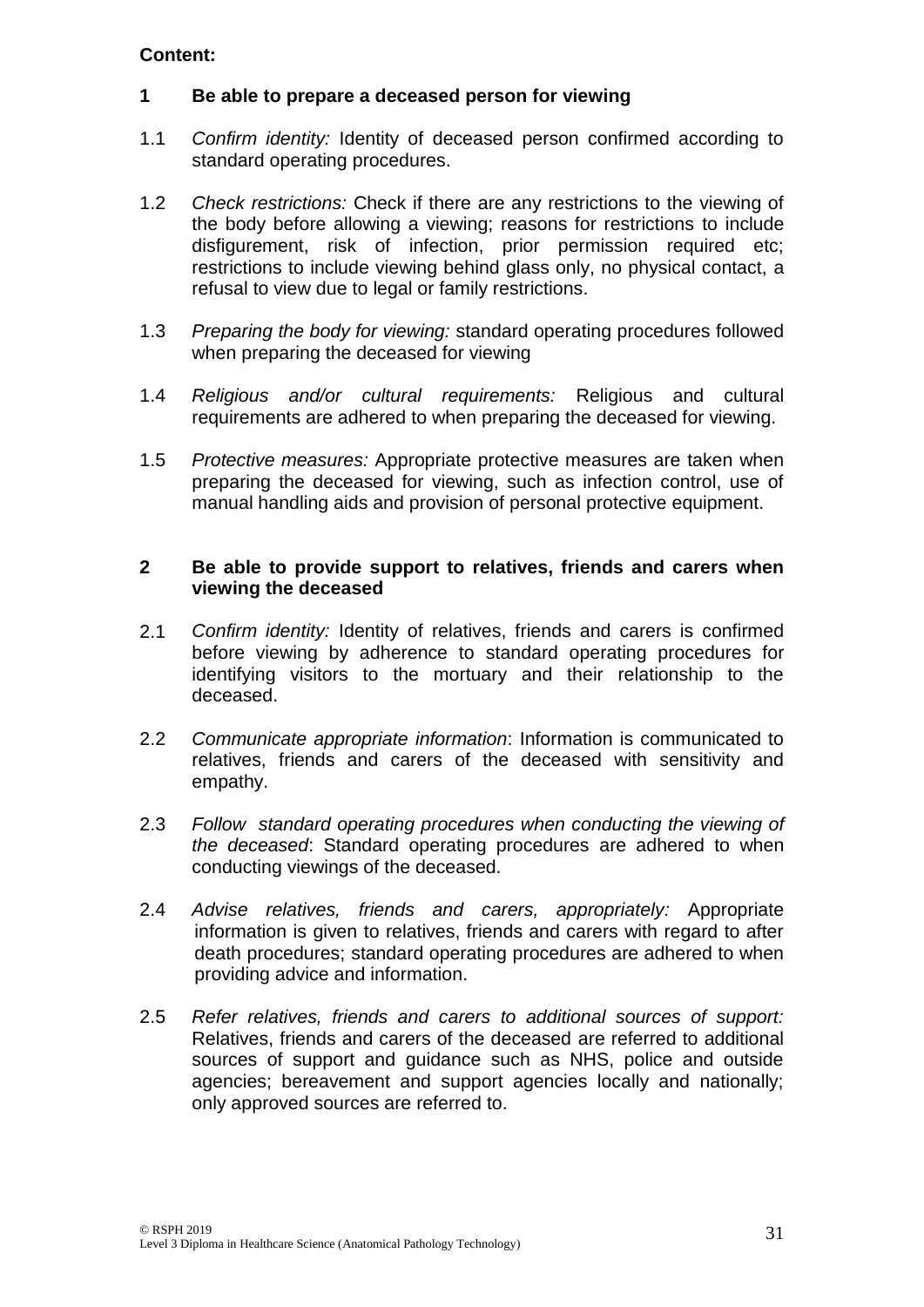**Content:**

**1 Be able to prepare a deceased person for viewing**

1.1 *Confirm identity:* Identity of deceased person confirmed according to standard operating procedures.

1.2 *Check restrictions:* Check if there are any restrictions to the viewing of the body before allowing a viewing; reasons for restrictions to include disfigurement, risk of infection, prior permission required etc; restrictions to include viewing behind glass only, no physical contact, a refusal to view due to legal or family restrictions.

1.3 *Preparing the body for viewing:* standard operating procedures followed when preparing the deceased for viewing

1.4 *Religious and/or cultural requirements:* Religious and cultural requirements are adhered to when preparing the deceased for viewing.

1.5 *Protective measures:* Appropriate protective measures are taken when preparing the deceased for viewing, such as infection control, use of manual handling aids and provision of personal protective equipment.

**2 Be able to provide support to relatives, friends and carers when viewing the deceased**

2.1 *Confirm identity:* Identity of relatives, friends and carers is confirmed before viewing by adherence to standard operating procedures for identifying visitors to the mortuary and their relationship to the deceased.

2.2 *Communicate appropriate information*: Information is communicated to relatives, friends and carers of the deceased with sensitivity and empathy.

2.3 *Follow standard operating procedures when conducting the viewing of the deceased*: Standard operating procedures are adhered to when conducting viewings of the deceased.

2.4 *Advise relatives, friends and carers, appropriately:* Appropriate information is given to relatives, friends and carers with regard to after death procedures; standard operating procedures are adhered to when providing advice and information.

2.5 *Refer relatives, friends and carers to additional sources of support:* Relatives, friends and carers of the deceased are referred to additional sources of support and guidance such as NHS, police and outside agencies; bereavement and support agencies locally and nationally; only approved sources are referred to.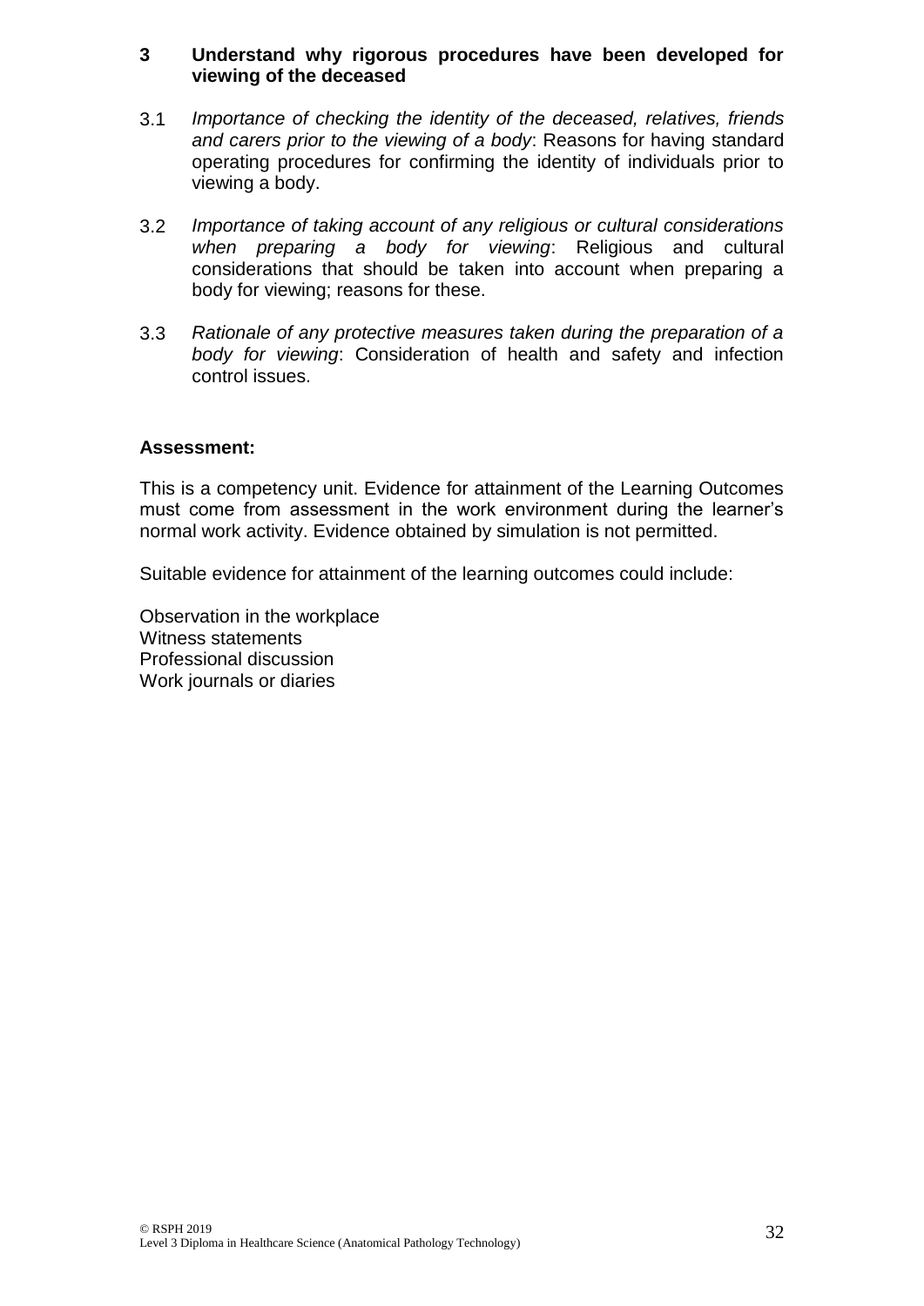**3 Understand why rigorous procedures have been developed for viewing of the deceased**

3.1 *Importance of checking the identity of the deceased, relatives, friends and carers prior to the viewing of a body*: Reasons for having standard operating procedures for confirming the identity of individuals prior to viewing a body.

3.2 *Importance of taking account of any religious or cultural considerations when preparing a body for viewing*: Religious and cultural considerations that should be taken into account when preparing a body for viewing; reasons for these.

3.3 *Rationale of any protective measures taken during the preparation of a body for viewing*: Consideration of health and safety and infection control issues.

**Assessment:**

This is a competency unit. Evidence for attainment of the Learning Outcomes must come from assessment in the work environment during the learner's normal work activity. Evidence obtained by simulation is not permitted.

Suitable evidence for attainment of the learning outcomes could include:

Observation in the workplace
Witness statements
Professional discussion
Work journals or diaries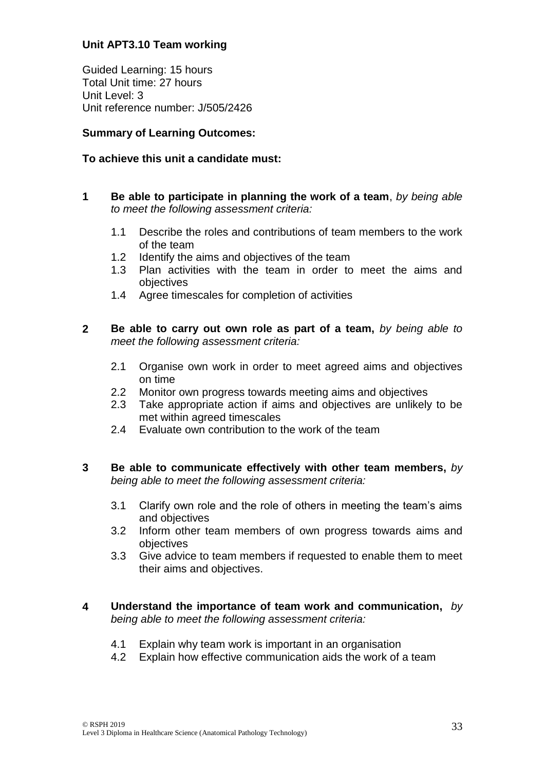## Unit APT3.10 Team working

Guided Learning: 15 hours
Total Unit time: 27 hours
Unit Level: 3
Unit reference number: J/505/2426

### Summary of Learning Outcomes:

**To achieve this unit a candidate must:**

**1 Be able to participate in planning the work of a team**, *by being able to meet the following assessment criteria:*

- 1.1 Describe the roles and contributions of team members to the work of the team
- 1.2 Identify the aims and objectives of the team
- 1.3 Plan activities with the team in order to meet the aims and objectives
- 1.4 Agree timescales for completion of activities

**2 Be able to carry out own role as part of a team,** *by being able to meet the following assessment criteria:*

- 2.1 Organise own work in order to meet agreed aims and objectives on time
- 2.2 Monitor own progress towards meeting aims and objectives
- 2.3 Take appropriate action if aims and objectives are unlikely to be met within agreed timescales
- 2.4 Evaluate own contribution to the work of the team

**3 Be able to communicate effectively with other team members,** *by being able to meet the following assessment criteria:*

- 3.1 Clarify own role and the role of others in meeting the team's aims and objectives
- 3.2 Inform other team members of own progress towards aims and objectives
- 3.3 Give advice to team members if requested to enable them to meet their aims and objectives.

**4 Understand the importance of team work and communication,** *by being able to meet the following assessment criteria:*

- 4.1 Explain why team work is important in an organisation
- 4.2 Explain how effective communication aids the work of a team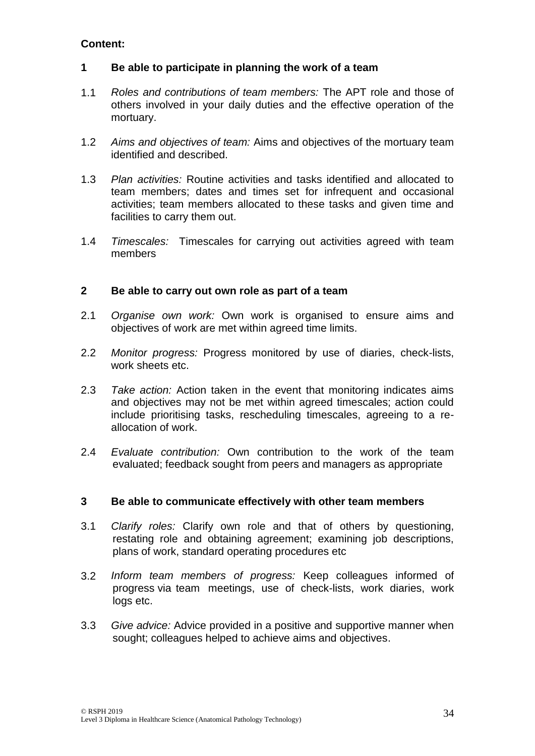**Content:**

**1 Be able to participate in planning the work of a team**

1.1 *Roles and contributions of team members:* The APT role and those of others involved in your daily duties and the effective operation of the mortuary.

1.2 *Aims and objectives of team:* Aims and objectives of the mortuary team identified and described.

1.3 *Plan activities:* Routine activities and tasks identified and allocated to team members; dates and times set for infrequent and occasional activities; team members allocated to these tasks and given time and facilities to carry them out.

1.4 *Timescales:* Timescales for carrying out activities agreed with team members

**2 Be able to carry out own role as part of a team**

2.1 *Organise own work:* Own work is organised to ensure aims and objectives of work are met within agreed time limits.

2.2 *Monitor progress:* Progress monitored by use of diaries, check-lists, work sheets etc.

2.3 *Take action:* Action taken in the event that monitoring indicates aims and objectives may not be met within agreed timescales; action could include prioritising tasks, rescheduling timescales, agreeing to a re-allocation of work.

2.4 *Evaluate contribution:* Own contribution to the work of the team evaluated; feedback sought from peers and managers as appropriate

**3 Be able to communicate effectively with other team members**

3.1 *Clarify roles:* Clarify own role and that of others by questioning, restating role and obtaining agreement; examining job descriptions, plans of work, standard operating procedures etc

3.2 *Inform team members of progress:* Keep colleagues informed of progress via team meetings, use of check-lists, work diaries, work logs etc.

3.3 *Give advice:* Advice provided in a positive and supportive manner when sought; colleagues helped to achieve aims and objectives.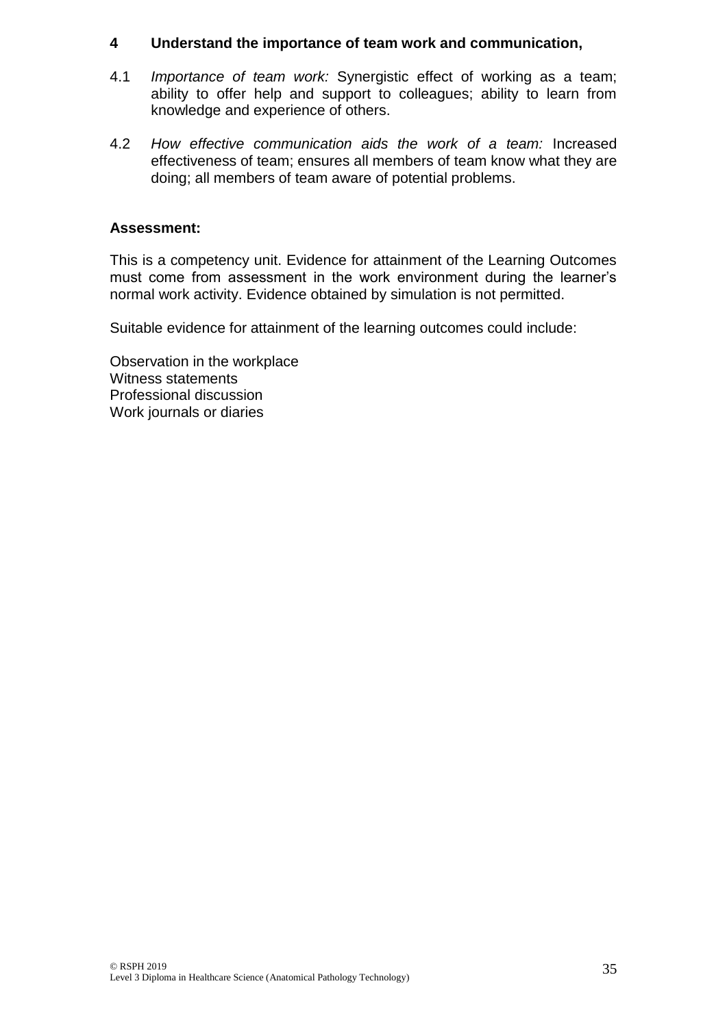**4 Understand the importance of team work and communication,**

4.1 *Importance of team work:* Synergistic effect of working as a team; ability to offer help and support to colleagues; ability to learn from knowledge and experience of others.

4.2 *How effective communication aids the work of a team:* Increased effectiveness of team; ensures all members of team know what they are doing; all members of team aware of potential problems.

**Assessment:**

This is a competency unit. Evidence for attainment of the Learning Outcomes must come from assessment in the work environment during the learner's normal work activity. Evidence obtained by simulation is not permitted.

Suitable evidence for attainment of the learning outcomes could include:

Observation in the workplace
Witness statements
Professional discussion
Work journals or diaries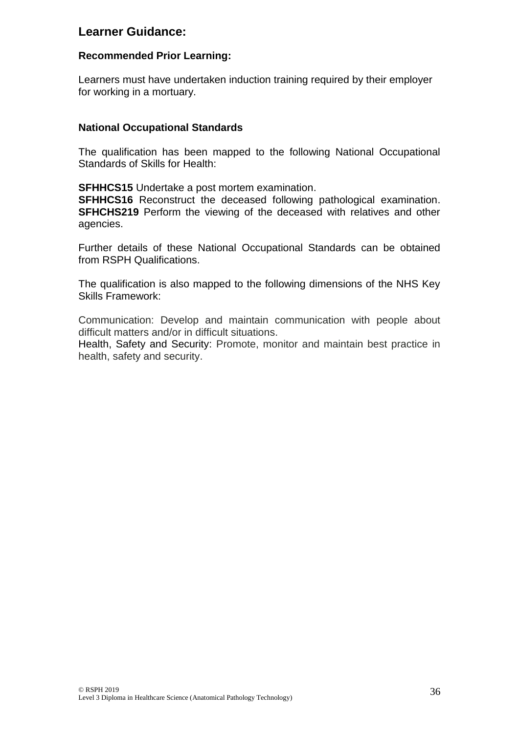## Learner Guidance:

### Recommended Prior Learning:

Learners must have undertaken induction training required by their employer for working in a mortuary.

### National Occupational Standards

The qualification has been mapped to the following National Occupational Standards of Skills for Health:

**SFHHCS15** Undertake a post mortem examination.
**SFHHCS16** Reconstruct the deceased following pathological examination.
**SFHCHS219** Perform the viewing of the deceased with relatives and other agencies.

Further details of these National Occupational Standards can be obtained from RSPH Qualifications.

The qualification is also mapped to the following dimensions of the NHS Key Skills Framework:

Communication: Develop and maintain communication with people about difficult matters and/or in difficult situations.
Health, Safety and Security: Promote, monitor and maintain best practice in health, safety and security.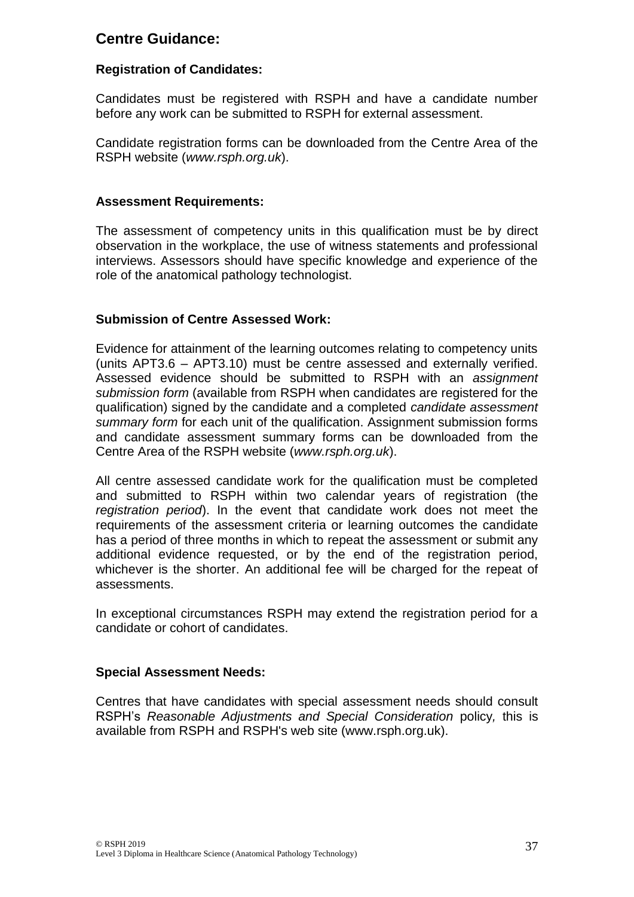## Centre Guidance:

### Registration of Candidates:

Candidates must be registered with RSPH and have a candidate number before any work can be submitted to RSPH for external assessment.

Candidate registration forms can be downloaded from the Centre Area of the RSPH website (*www.rsph.org.uk*).

### Assessment Requirements:

The assessment of competency units in this qualification must be by direct observation in the workplace, the use of witness statements and professional interviews. Assessors should have specific knowledge and experience of the role of the anatomical pathology technologist.

### Submission of Centre Assessed Work:

Evidence for attainment of the learning outcomes relating to competency units (units APT3.6 – APT3.10) must be centre assessed and externally verified. Assessed evidence should be submitted to RSPH with an *assignment submission form* (available from RSPH when candidates are registered for the qualification) signed by the candidate and a completed *candidate assessment summary form* for each unit of the qualification. Assignment submission forms and candidate assessment summary forms can be downloaded from the Centre Area of the RSPH website (*www.rsph.org.uk*).

All centre assessed candidate work for the qualification must be completed and submitted to RSPH within two calendar years of registration (the *registration period*). In the event that candidate work does not meet the requirements of the assessment criteria or learning outcomes the candidate has a period of three months in which to repeat the assessment or submit any additional evidence requested, or by the end of the registration period, whichever is the shorter. An additional fee will be charged for the repeat of assessments.

In exceptional circumstances RSPH may extend the registration period for a candidate or cohort of candidates.

### Special Assessment Needs:

Centres that have candidates with special assessment needs should consult RSPH's *Reasonable Adjustments and Special Consideration* policy*,* this is available from RSPH and RSPH's web site (www.rsph.org.uk).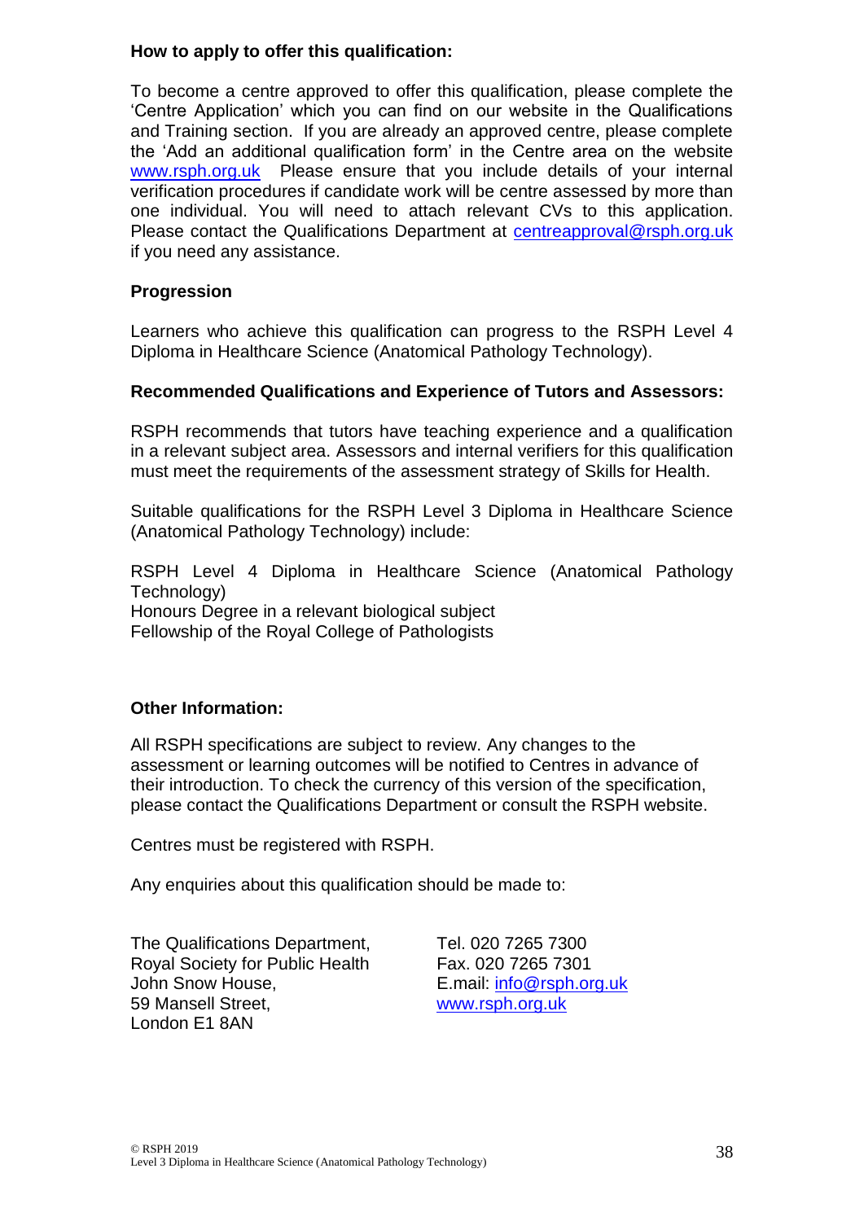### How to apply to offer this qualification:

To become a centre approved to offer this qualification, please complete the 'Centre Application' which you can find on our website in the Qualifications and Training section. If you are already an approved centre, please complete the 'Add an additional qualification form' in the Centre area on the website www.rsph.org.uk Please ensure that you include details of your internal verification procedures if candidate work will be centre assessed by more than one individual. You will need to attach relevant CVs to this application. Please contact the Qualifications Department at centreapproval@rsph.org.uk if you need any assistance.

### Progression

Learners who achieve this qualification can progress to the RSPH Level 4 Diploma in Healthcare Science (Anatomical Pathology Technology).

### Recommended Qualifications and Experience of Tutors and Assessors:

RSPH recommends that tutors have teaching experience and a qualification in a relevant subject area. Assessors and internal verifiers for this qualification must meet the requirements of the assessment strategy of Skills for Health.

Suitable qualifications for the RSPH Level 3 Diploma in Healthcare Science (Anatomical Pathology Technology) include:

RSPH Level 4 Diploma in Healthcare Science (Anatomical Pathology Technology)
Honours Degree in a relevant biological subject
Fellowship of the Royal College of Pathologists

### Other Information:

All RSPH specifications are subject to review. Any changes to the assessment or learning outcomes will be notified to Centres in advance of their introduction. To check the currency of this version of the specification, please contact the Qualifications Department or consult the RSPH website.

Centres must be registered with RSPH.

Any enquiries about this qualification should be made to:

The Qualifications Department,
Royal Society for Public Health
John Snow House,
59 Mansell Street,
London E1 8AN

Tel. 020 7265 7300
Fax. 020 7265 7301
E.mail: info@rsph.org.uk
www.rsph.org.uk